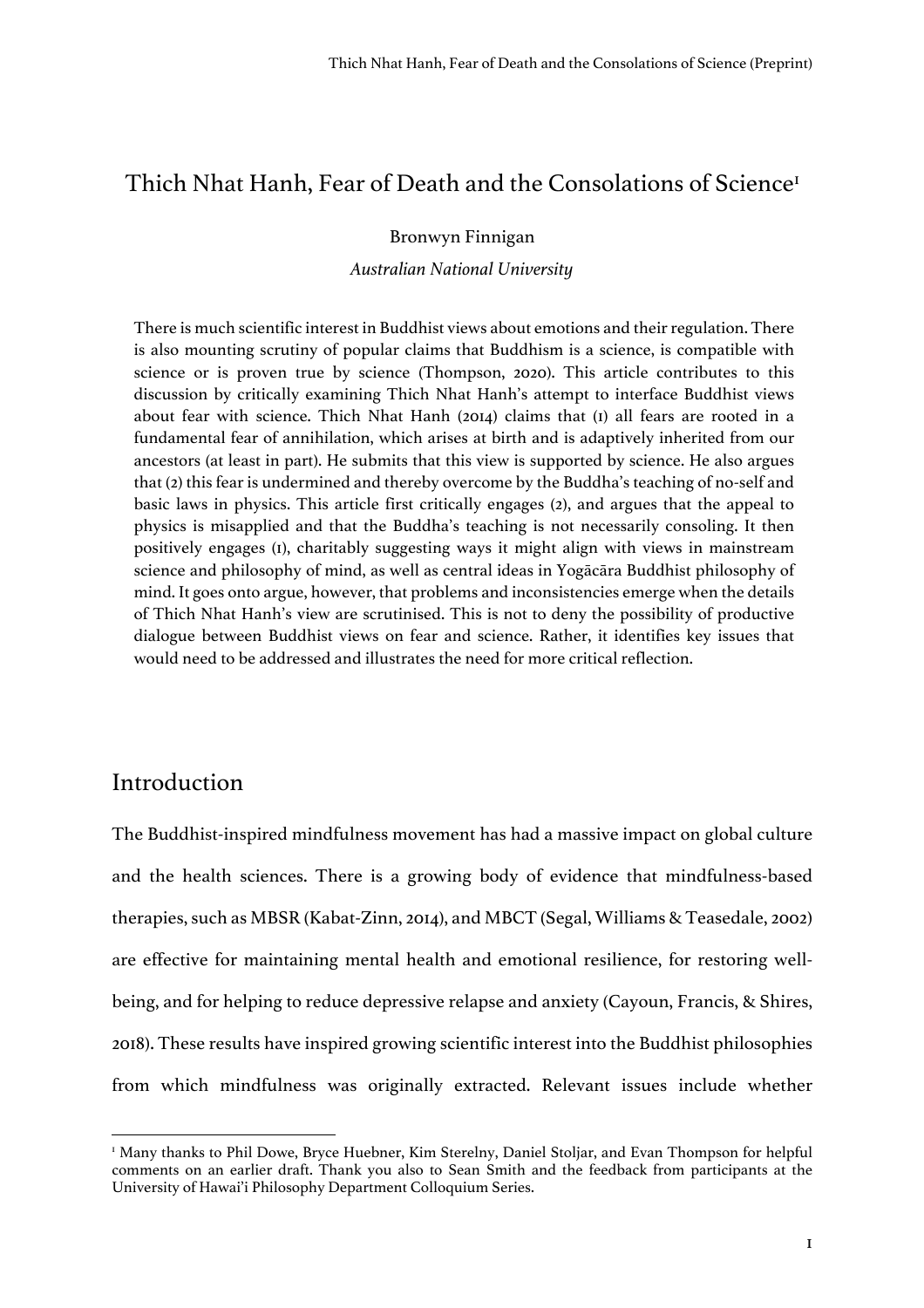# Thich Nhat Hanh, Fear of Death and the Consolations of Science[1]

Bronwyn Finnigan

*Australian National University*

There is much scientific interest in Buddhist views about emotions and their regulation. There is also mounting scrutiny of popular claims that Buddhism is a science, is compatible with science or is proven true by science (Thompson, 2020). This article contributes to this discussion by critically examining Thich Nhat Hanh's attempt to interface Buddhist views about fear with science. Thich Nhat Hanh (2014) claims that (1) all fears are rooted in a fundamental fear of annihilation, which arises at birth and is adaptively inherited from our ancestors (at least in part). He submits that this view is supported by science. He also argues that (2) this fear is undermined and thereby overcome by the Buddha's teaching of no-self and basic laws in physics. This article first critically engages (2), and argues that the appeal to physics is misapplied and that the Buddha's teaching is not necessarily consoling. It then positively engages (1), charitably suggesting ways it might align with views in mainstream science and philosophy of mind, as well as central ideas in Yogācāra Buddhist philosophy of mind. It goes onto argue, however, that problems and inconsistencies emerge when the details of Thich Nhat Hanh's view are scrutinised. This is not to deny the possibility of productive dialogue between Buddhist views on fear and science. Rather, it identifies key issues that would need to be addressed and illustrates the need for more critical reflection.

## Introduction

The Buddhist-inspired mindfulness movement has had a massive impact on global culture and the health sciences. There is a growing body of evidence that mindfulness-based therapies, such as MBSR (Kabat-Zinn, 2014), and MBCT (Segal, Williams & Teasedale, 2002) are effective for maintaining mental health and emotional resilience, for restoring well-being, and for helping to reduce depressive relapse and anxiety (Cayoun, Francis, & Shires, 2018). These results have inspired growing scientific interest into the Buddhist philosophies from which mindfulness was originally extracted. Relevant issues include whether

[1] Many thanks to Phil Dowe, Bryce Huebner, Kim Sterelny, Daniel Stoljar, and Evan Thompson for helpful comments on an earlier draft. Thank you also to Sean Smith and the feedback from participants at the University of Hawai'i Philosophy Department Colloquium Series.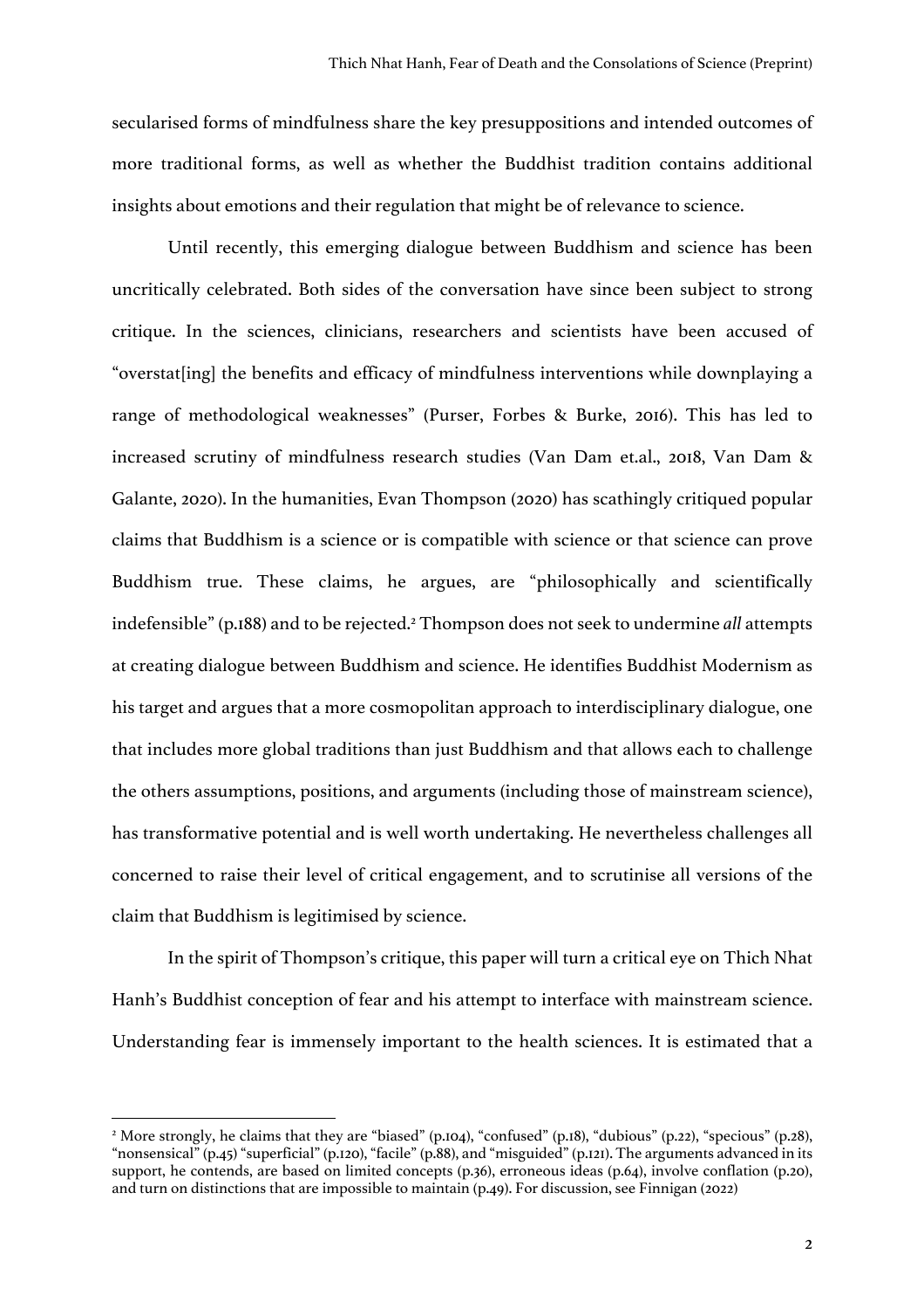secularised forms of mindfulness share the key presuppositions and intended outcomes of more traditional forms, as well as whether the Buddhist tradition contains additional insights about emotions and their regulation that might be of relevance to science.

Until recently, this emerging dialogue between Buddhism and science has been uncritically celebrated. Both sides of the conversation have since been subject to strong critique. In the sciences, clinicians, researchers and scientists have been accused of "overstat[ing] the benefits and efficacy of mindfulness interventions while downplaying a range of methodological weaknesses" (Purser, Forbes & Burke, 2016). This has led to increased scrutiny of mindfulness research studies (Van Dam et.al., 2018, Van Dam & Galante, 2020). In the humanities, Evan Thompson (2020) has scathingly critiqued popular claims that Buddhism is a science or is compatible with science or that science can prove Buddhism true. These claims, he argues, are "philosophically and scientifically indefensible" (p.188) and to be rejected.[2] Thompson does not seek to undermine *all* attempts at creating dialogue between Buddhism and science. He identifies Buddhist Modernism as his target and argues that a more cosmopolitan approach to interdisciplinary dialogue, one that includes more global traditions than just Buddhism and that allows each to challenge the others assumptions, positions, and arguments (including those of mainstream science), has transformative potential and is well worth undertaking. He nevertheless challenges all concerned to raise their level of critical engagement, and to scrutinise all versions of the claim that Buddhism is legitimised by science.

In the spirit of Thompson's critique, this paper will turn a critical eye on Thich Nhat Hanh's Buddhist conception of fear and his attempt to interface with mainstream science. Understanding fear is immensely important to the health sciences. It is estimated that a

---

[2] More strongly, he claims that they are "biased" (p.104), "confused" (p.18), "dubious" (p.22), "specious" (p.28), "nonsensical" (p.45) "superficial" (p.120), "facile" (p.88), and "misguided" (p.121). The arguments advanced in its support, he contends, are based on limited concepts (p.36), erroneous ideas (p.64), involve conflation (p.20), and turn on distinctions that are impossible to maintain (p.49). For discussion, see Finnigan (2022)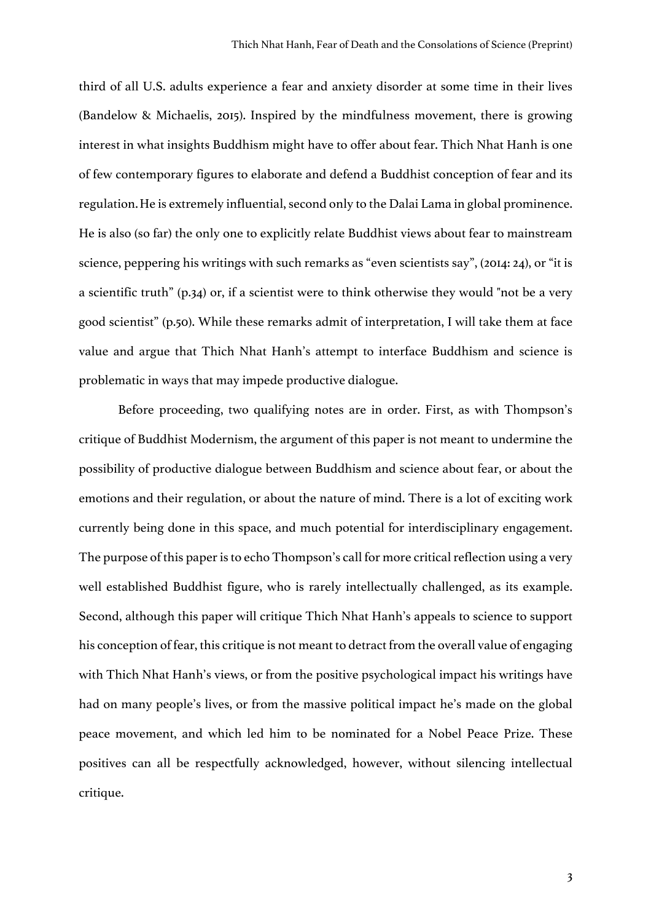third of all U.S. adults experience a fear and anxiety disorder at some time in their lives (Bandelow & Michaelis, 2015). Inspired by the mindfulness movement, there is growing interest in what insights Buddhism might have to offer about fear. Thich Nhat Hanh is one of few contemporary figures to elaborate and defend a Buddhist conception of fear and its regulation. He is extremely influential, second only to the Dalai Lama in global prominence. He is also (so far) the only one to explicitly relate Buddhist views about fear to mainstream science, peppering his writings with such remarks as "even scientists say", (2014: 24), or "it is a scientific truth" (p.34) or, if a scientist were to think otherwise they would "not be a very good scientist" (p.50). While these remarks admit of interpretation, I will take them at face value and argue that Thich Nhat Hanh's attempt to interface Buddhism and science is problematic in ways that may impede productive dialogue.

Before proceeding, two qualifying notes are in order. First, as with Thompson's critique of Buddhist Modernism, the argument of this paper is not meant to undermine the possibility of productive dialogue between Buddhism and science about fear, or about the emotions and their regulation, or about the nature of mind. There is a lot of exciting work currently being done in this space, and much potential for interdisciplinary engagement. The purpose of this paper is to echo Thompson's call for more critical reflection using a very well established Buddhist figure, who is rarely intellectually challenged, as its example. Second, although this paper will critique Thich Nhat Hanh's appeals to science to support his conception of fear, this critique is not meant to detract from the overall value of engaging with Thich Nhat Hanh's views, or from the positive psychological impact his writings have had on many people's lives, or from the massive political impact he's made on the global peace movement, and which led him to be nominated for a Nobel Peace Prize. These positives can all be respectfully acknowledged, however, without silencing intellectual critique.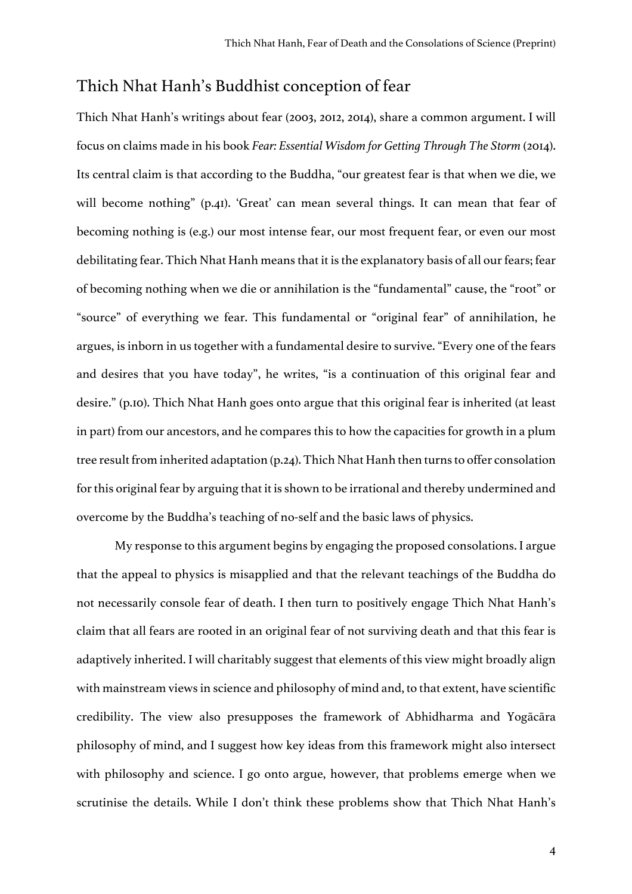## Thich Nhat Hanh's Buddhist conception of fear

Thich Nhat Hanh's writings about fear (2003, 2012, 2014), share a common argument. I will focus on claims made in his book *Fear: Essential Wisdom for Getting Through The Storm* (2014). Its central claim is that according to the Buddha, "our greatest fear is that when we die, we will become nothing" (p.41). 'Great' can mean several things. It can mean that fear of becoming nothing is (e.g.) our most intense fear, our most frequent fear, or even our most debilitating fear. Thich Nhat Hanh means that it is the explanatory basis of all our fears; fear of becoming nothing when we die or annihilation is the "fundamental" cause, the "root" or "source" of everything we fear. This fundamental or "original fear" of annihilation, he argues, is inborn in us together with a fundamental desire to survive. "Every one of the fears and desires that you have today", he writes, "is a continuation of this original fear and desire." (p.10). Thich Nhat Hanh goes onto argue that this original fear is inherited (at least in part) from our ancestors, and he compares this to how the capacities for growth in a plum tree result from inherited adaptation (p.24). Thich Nhat Hanh then turns to offer consolation for this original fear by arguing that it is shown to be irrational and thereby undermined and overcome by the Buddha's teaching of no-self and the basic laws of physics.

My response to this argument begins by engaging the proposed consolations. I argue that the appeal to physics is misapplied and that the relevant teachings of the Buddha do not necessarily console fear of death. I then turn to positively engage Thich Nhat Hanh's claim that all fears are rooted in an original fear of not surviving death and that this fear is adaptively inherited. I will charitably suggest that elements of this view might broadly align with mainstream views in science and philosophy of mind and, to that extent, have scientific credibility. The view also presupposes the framework of Abhidharma and Yogācāra philosophy of mind, and I suggest how key ideas from this framework might also intersect with philosophy and science. I go onto argue, however, that problems emerge when we scrutinise the details. While I don't think these problems show that Thich Nhat Hanh's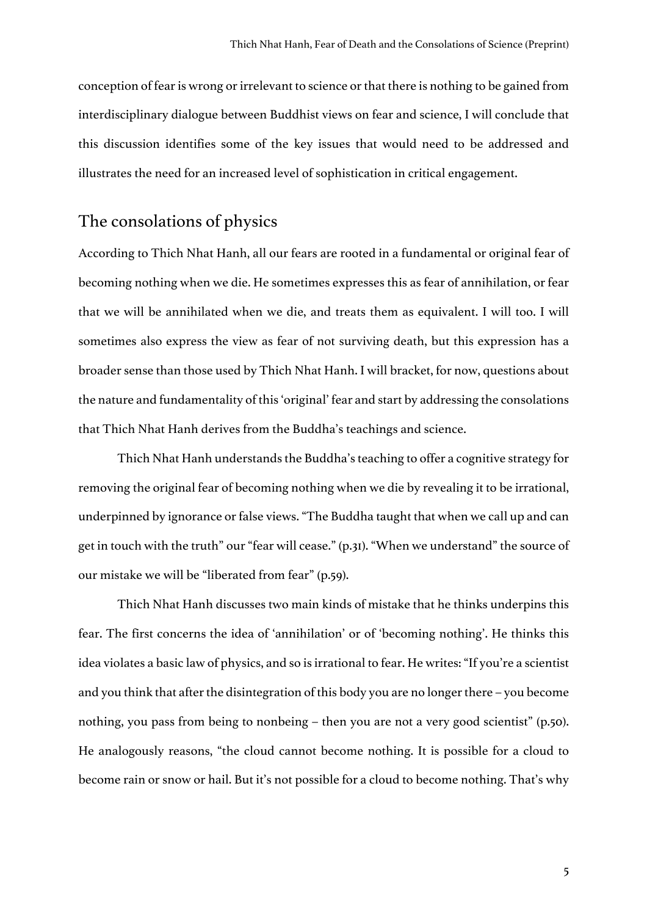conception of fear is wrong or irrelevant to science or that there is nothing to be gained from interdisciplinary dialogue between Buddhist views on fear and science, I will conclude that this discussion identifies some of the key issues that would need to be addressed and illustrates the need for an increased level of sophistication in critical engagement.

## The consolations of physics

According to Thich Nhat Hanh, all our fears are rooted in a fundamental or original fear of becoming nothing when we die. He sometimes expresses this as fear of annihilation, or fear that we will be annihilated when we die, and treats them as equivalent. I will too. I will sometimes also express the view as fear of not surviving death, but this expression has a broader sense than those used by Thich Nhat Hanh. I will bracket, for now, questions about the nature and fundamentality of this 'original' fear and start by addressing the consolations that Thich Nhat Hanh derives from the Buddha's teachings and science.

Thich Nhat Hanh understands the Buddha's teaching to offer a cognitive strategy for removing the original fear of becoming nothing when we die by revealing it to be irrational, underpinned by ignorance or false views. "The Buddha taught that when we call up and can get in touch with the truth" our "fear will cease." (p.31). "When we understand" the source of our mistake we will be "liberated from fear" (p.59).

Thich Nhat Hanh discusses two main kinds of mistake that he thinks underpins this fear. The first concerns the idea of 'annihilation' or of 'becoming nothing'. He thinks this idea violates a basic law of physics, and so is irrational to fear. He writes: "If you're a scientist and you think that after the disintegration of this body you are no longer there – you become nothing, you pass from being to nonbeing – then you are not a very good scientist" (p.50). He analogously reasons, "the cloud cannot become nothing. It is possible for a cloud to become rain or snow or hail. But it's not possible for a cloud to become nothing. That's why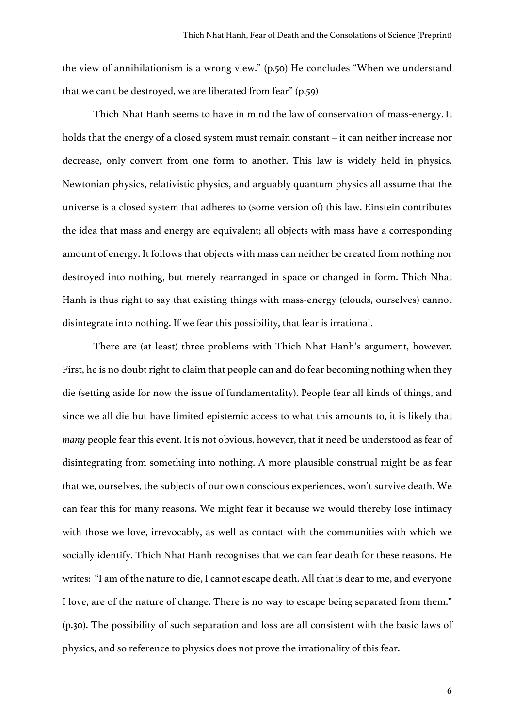the view of annihilationism is a wrong view." (p.50) He concludes "When we understand that we can't be destroyed, we are liberated from fear" (p.59)

Thich Nhat Hanh seems to have in mind the law of conservation of mass-energy. It holds that the energy of a closed system must remain constant – it can neither increase nor decrease, only convert from one form to another. This law is widely held in physics. Newtonian physics, relativistic physics, and arguably quantum physics all assume that the universe is a closed system that adheres to (some version of) this law. Einstein contributes the idea that mass and energy are equivalent; all objects with mass have a corresponding amount of energy. It follows that objects with mass can neither be created from nothing nor destroyed into nothing, but merely rearranged in space or changed in form. Thich Nhat Hanh is thus right to say that existing things with mass-energy (clouds, ourselves) cannot disintegrate into nothing. If we fear this possibility, that fear is irrational.

There are (at least) three problems with Thich Nhat Hanh's argument, however. First, he is no doubt right to claim that people can and do fear becoming nothing when they die (setting aside for now the issue of fundamentality). People fear all kinds of things, and since we all die but have limited epistemic access to what this amounts to, it is likely that *many* people fear this event. It is not obvious, however, that it need be understood as fear of disintegrating from something into nothing. A more plausible construal might be as fear that we, ourselves, the subjects of our own conscious experiences, won't survive death. We can fear this for many reasons. We might fear it because we would thereby lose intimacy with those we love, irrevocably, as well as contact with the communities with which we socially identify. Thich Nhat Hanh recognises that we can fear death for these reasons. He writes: "I am of the nature to die, I cannot escape death. All that is dear to me, and everyone I love, are of the nature of change. There is no way to escape being separated from them." (p.30). The possibility of such separation and loss are all consistent with the basic laws of physics, and so reference to physics does not prove the irrationality of this fear.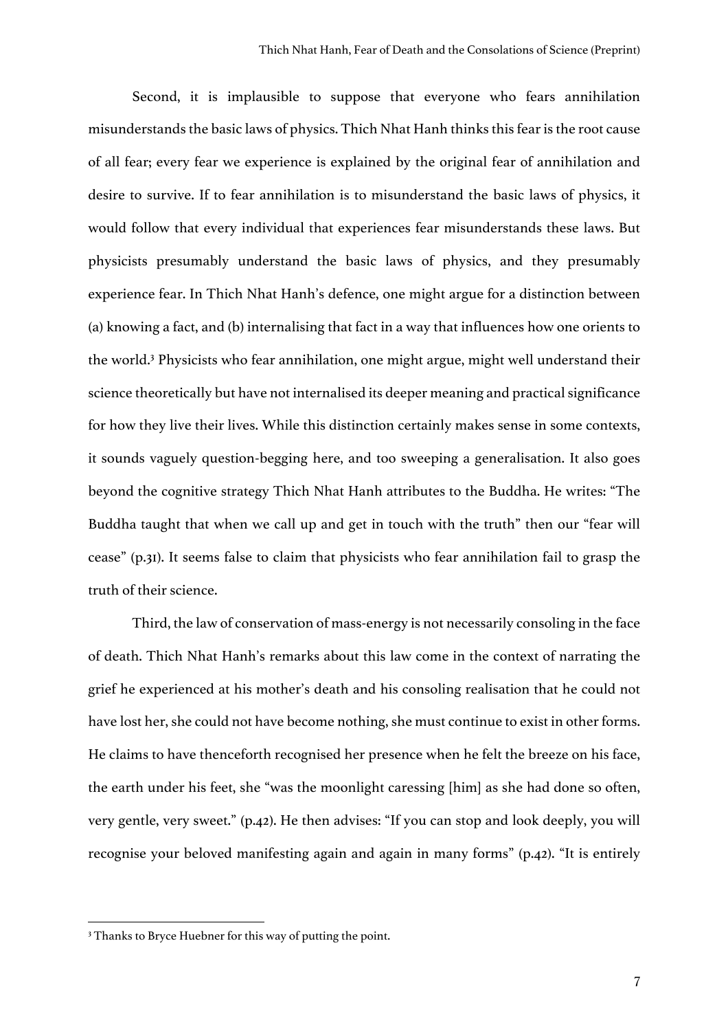Second, it is implausible to suppose that everyone who fears annihilation misunderstands the basic laws of physics. Thich Nhat Hanh thinks this fear is the root cause of all fear; every fear we experience is explained by the original fear of annihilation and desire to survive. If to fear annihilation is to misunderstand the basic laws of physics, it would follow that every individual that experiences fear misunderstands these laws. But physicists presumably understand the basic laws of physics, and they presumably experience fear. In Thich Nhat Hanh's defence, one might argue for a distinction between (a) knowing a fact, and (b) internalising that fact in a way that influences how one orients to the world.[3] Physicists who fear annihilation, one might argue, might well understand their science theoretically but have not internalised its deeper meaning and practical significance for how they live their lives. While this distinction certainly makes sense in some contexts, it sounds vaguely question-begging here, and too sweeping a generalisation. It also goes beyond the cognitive strategy Thich Nhat Hanh attributes to the Buddha. He writes: "The Buddha taught that when we call up and get in touch with the truth" then our "fear will cease" (p.31). It seems false to claim that physicists who fear annihilation fail to grasp the truth of their science.

Third, the law of conservation of mass-energy is not necessarily consoling in the face of death. Thich Nhat Hanh's remarks about this law come in the context of narrating the grief he experienced at his mother's death and his consoling realisation that he could not have lost her, she could not have become nothing, she must continue to exist in other forms. He claims to have thenceforth recognised her presence when he felt the breeze on his face, the earth under his feet, she "was the moonlight caressing [him] as she had done so often, very gentle, very sweet." (p.42). He then advises: "If you can stop and look deeply, you will recognise your beloved manifesting again and again in many forms" (p.42). "It is entirely

[3] Thanks to Bryce Huebner for this way of putting the point.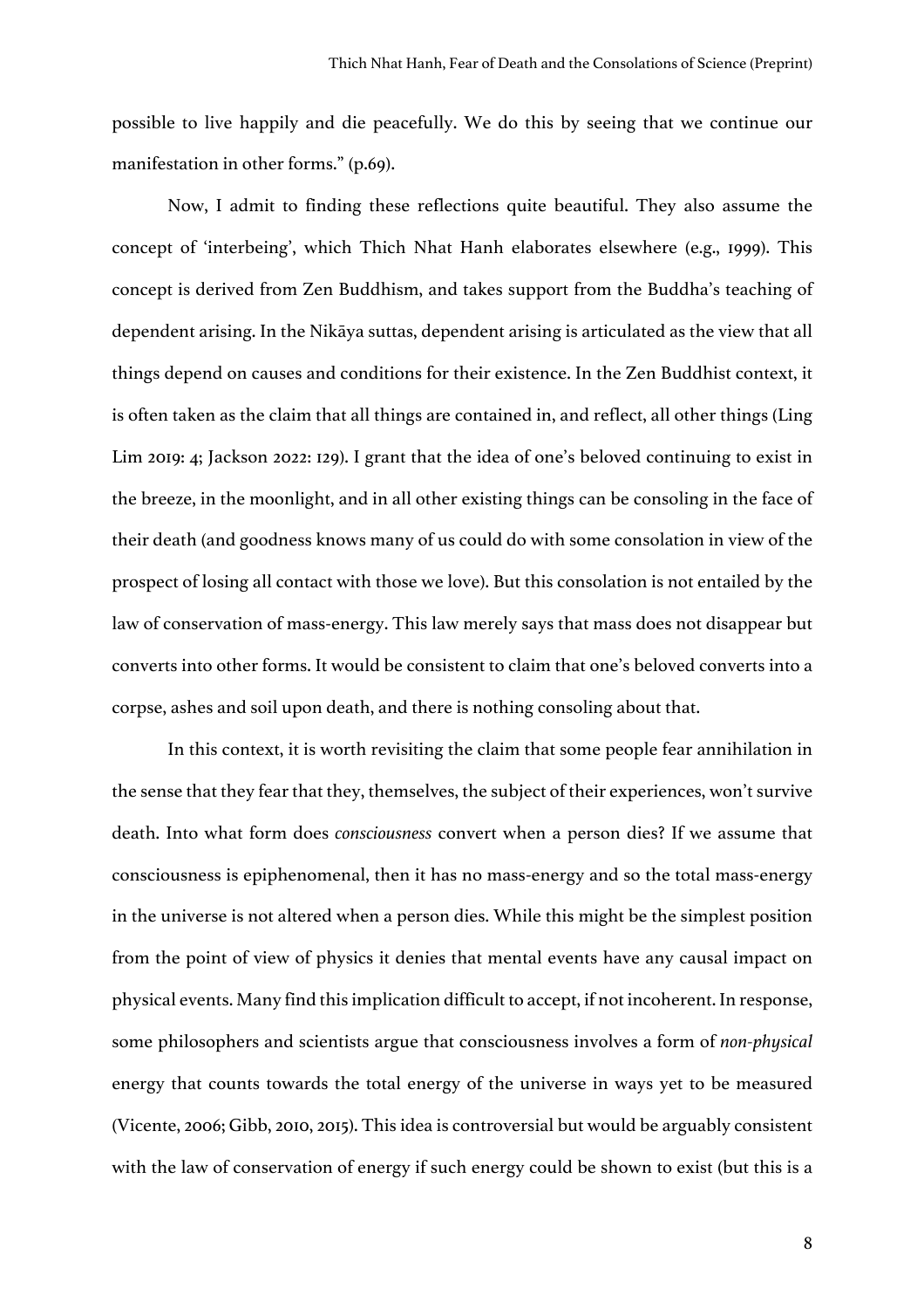possible to live happily and die peacefully. We do this by seeing that we continue our manifestation in other forms." (p.69).

Now, I admit to finding these reflections quite beautiful. They also assume the concept of 'interbeing', which Thich Nhat Hanh elaborates elsewhere (e.g., 1999). This concept is derived from Zen Buddhism, and takes support from the Buddha's teaching of dependent arising. In the Nikāya suttas, dependent arising is articulated as the view that all things depend on causes and conditions for their existence. In the Zen Buddhist context, it is often taken as the claim that all things are contained in, and reflect, all other things (Ling Lim 2019: 4; Jackson 2022: 129). I grant that the idea of one's beloved continuing to exist in the breeze, in the moonlight, and in all other existing things can be consoling in the face of their death (and goodness knows many of us could do with some consolation in view of the prospect of losing all contact with those we love). But this consolation is not entailed by the law of conservation of mass-energy. This law merely says that mass does not disappear but converts into other forms. It would be consistent to claim that one's beloved converts into a corpse, ashes and soil upon death, and there is nothing consoling about that.

In this context, it is worth revisiting the claim that some people fear annihilation in the sense that they fear that they, themselves, the subject of their experiences, won't survive death. Into what form does *consciousness* convert when a person dies? If we assume that consciousness is epiphenomenal, then it has no mass-energy and so the total mass-energy in the universe is not altered when a person dies. While this might be the simplest position from the point of view of physics it denies that mental events have any causal impact on physical events. Many find this implication difficult to accept, if not incoherent. In response, some philosophers and scientists argue that consciousness involves a form of *non-physical* energy that counts towards the total energy of the universe in ways yet to be measured (Vicente, 2006; Gibb, 2010, 2015). This idea is controversial but would be arguably consistent with the law of conservation of energy if such energy could be shown to exist (but this is a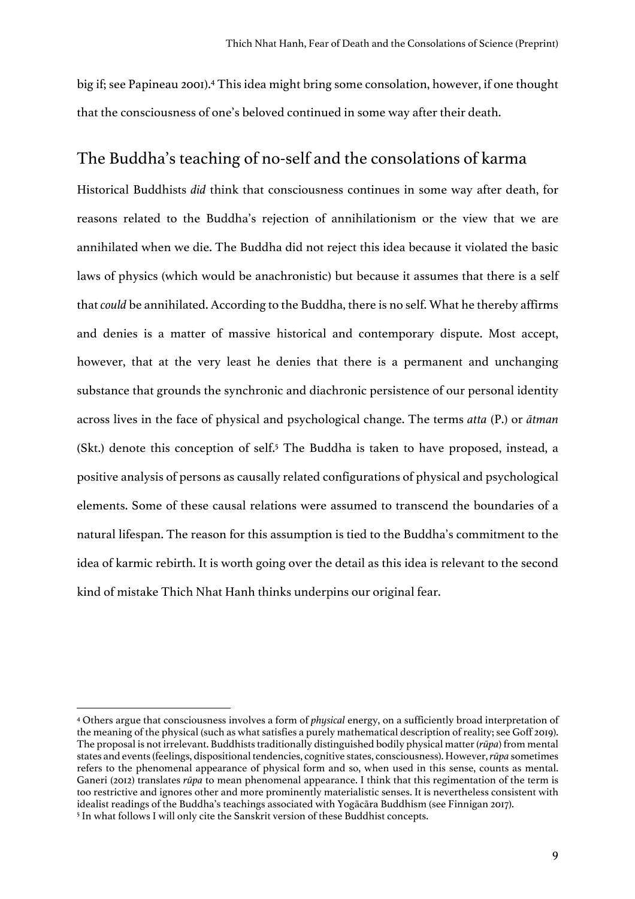big if; see Papineau 2001).[4] This idea might bring some consolation, however, if one thought that the consciousness of one's beloved continued in some way after their death.

## The Buddha's teaching of no-self and the consolations of karma

Historical Buddhists *did* think that consciousness continues in some way after death, for reasons related to the Buddha's rejection of annihilationism or the view that we are annihilated when we die. The Buddha did not reject this idea because it violated the basic laws of physics (which would be anachronistic) but because it assumes that there is a self that *could* be annihilated. According to the Buddha, there is no self. What he thereby affirms and denies is a matter of massive historical and contemporary dispute. Most accept, however, that at the very least he denies that there is a permanent and unchanging substance that grounds the synchronic and diachronic persistence of our personal identity across lives in the face of physical and psychological change. The terms *atta* (P.) or *ātman* (Skt.) denote this conception of self.[5] The Buddha is taken to have proposed, instead, a positive analysis of persons as causally related configurations of physical and psychological elements. Some of these causal relations were assumed to transcend the boundaries of a natural lifespan. The reason for this assumption is tied to the Buddha's commitment to the idea of karmic rebirth. It is worth going over the detail as this idea is relevant to the second kind of mistake Thich Nhat Hanh thinks underpins our original fear.

---

[4] Others argue that consciousness involves a form of *physical* energy, on a sufficiently broad interpretation of the meaning of the physical (such as what satisfies a purely mathematical description of reality; see Goff 2019). The proposal is not irrelevant. Buddhists traditionally distinguished bodily physical matter (*rūpa*) from mental states and events (feelings, dispositional tendencies, cognitive states, consciousness). However, *rūpa* sometimes refers to the phenomenal appearance of physical form and so, when used in this sense, counts as mental. Ganeri (2012) translates *rūpa* to mean phenomenal appearance. I think that this regimentation of the term is too restrictive and ignores other and more prominently materialistic senses. It is nevertheless consistent with idealist readings of the Buddha's teachings associated with Yogācāra Buddhism (see Finnigan 2017).

[5] In what follows I will only cite the Sanskrit version of these Buddhist concepts.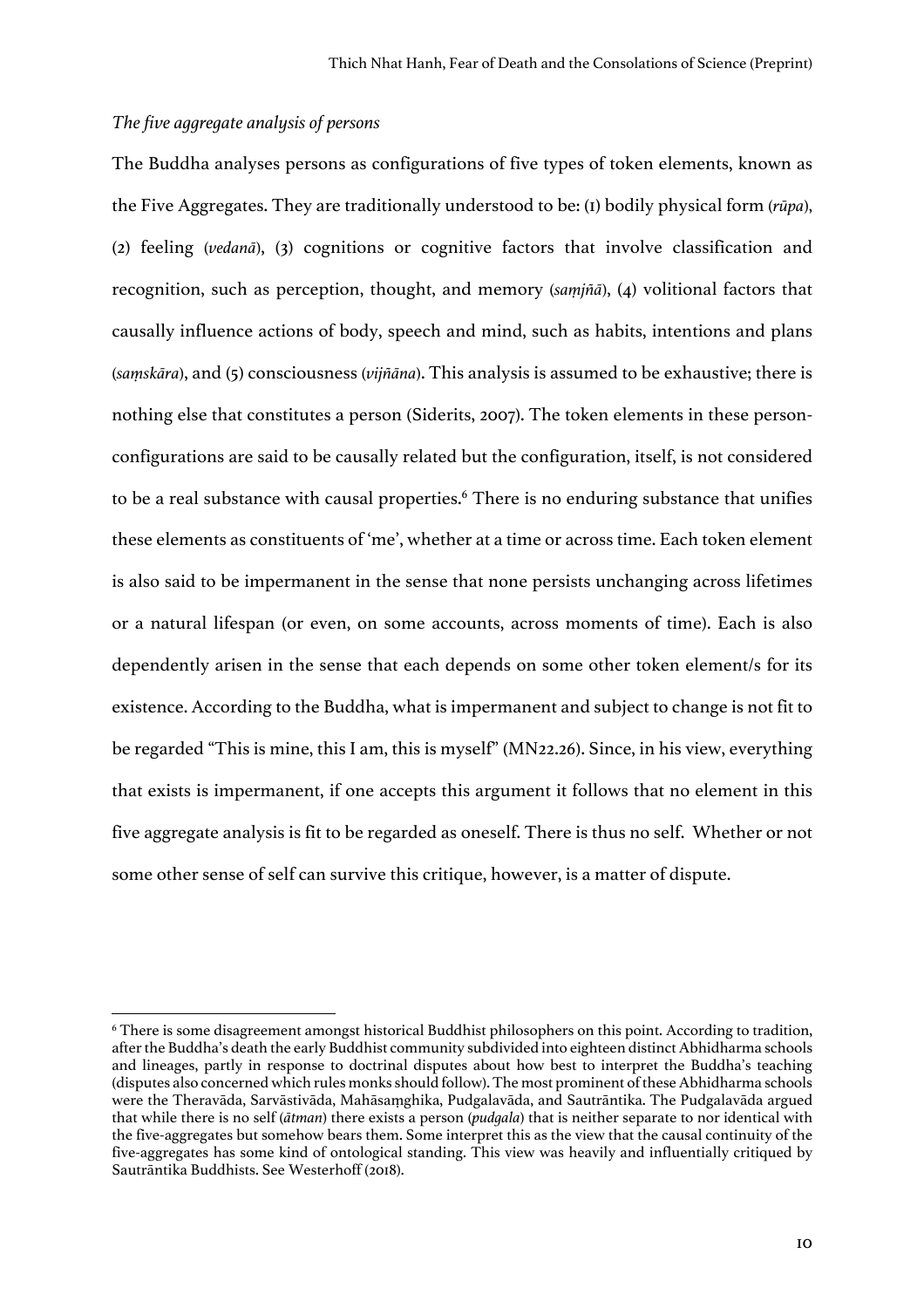*The five aggregate analysis of persons*

The Buddha analyses persons as configurations of five types of token elements, known as the Five Aggregates. They are traditionally understood to be: (1) bodily physical form (*rūpa*), (2) feeling (*vedanā*), (3) cognitions or cognitive factors that involve classification and recognition, such as perception, thought, and memory (*saṃjñā*), (4) volitional factors that causally influence actions of body, speech and mind, such as habits, intentions and plans (*saṃskāra*), and (5) consciousness (*vijñāna*). This analysis is assumed to be exhaustive; there is nothing else that constitutes a person (Siderits, 2007). The token elements in these person-configurations are said to be causally related but the configuration, itself, is not considered to be a real substance with causal properties.[6] There is no enduring substance that unifies these elements as constituents of 'me', whether at a time or across time. Each token element is also said to be impermanent in the sense that none persists unchanging across lifetimes or a natural lifespan (or even, on some accounts, across moments of time). Each is also dependently arisen in the sense that each depends on some other token element/s for its existence. According to the Buddha, what is impermanent and subject to change is not fit to be regarded "This is mine, this I am, this is myself" (MN22.26). Since, in his view, everything that exists is impermanent, if one accepts this argument it follows that no element in this five aggregate analysis is fit to be regarded as oneself. There is thus no self. Whether or not some other sense of self can survive this critique, however, is a matter of dispute.

[6] There is some disagreement amongst historical Buddhist philosophers on this point. According to tradition, after the Buddha's death the early Buddhist community subdivided into eighteen distinct Abhidharma schools and lineages, partly in response to doctrinal disputes about how best to interpret the Buddha's teaching (disputes also concerned which rules monks should follow). The most prominent of these Abhidharma schools were the Theravāda, Sarvāstivāda, Mahāsaṃghika, Pudgalavāda, and Sautrāntika. The Pudgalavāda argued that while there is no self (*ātman*) there exists a person (*pudgala*) that is neither separate to nor identical with the five-aggregates but somehow bears them. Some interpret this as the view that the causal continuity of the five-aggregates has some kind of ontological standing. This view was heavily and influentially critiqued by Sautrāntika Buddhists. See Westerhoff (2018).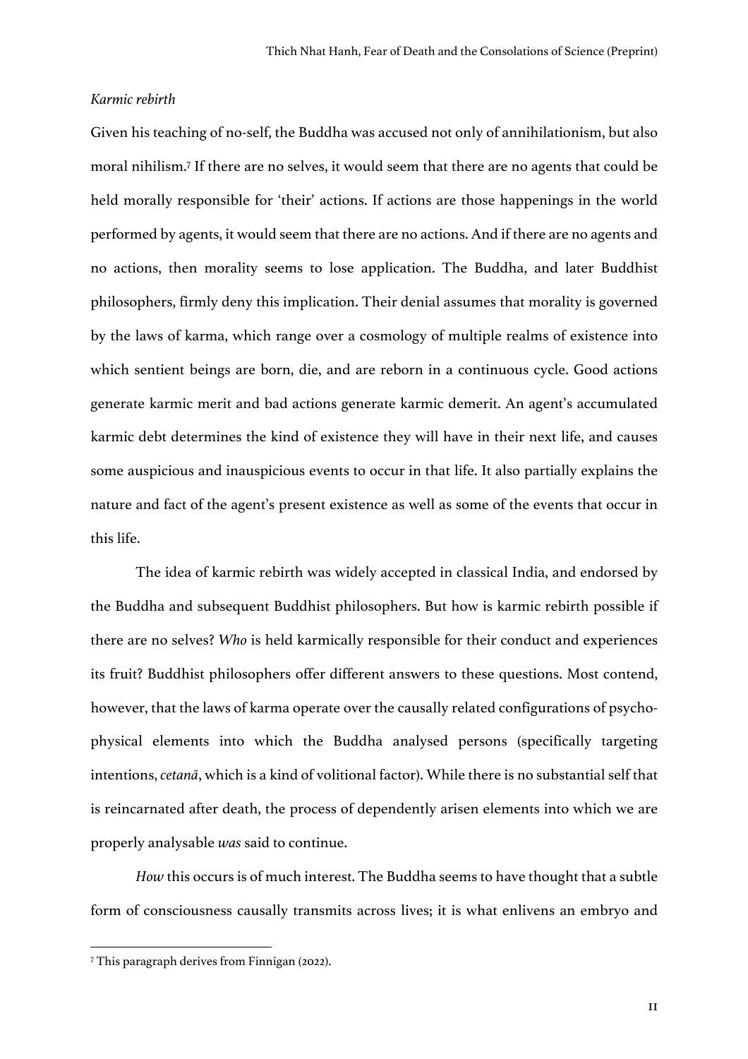*Karmic rebirth*

Given his teaching of no-self, the Buddha was accused not only of annihilationism, but also moral nihilism.[7] If there are no selves, it would seem that there are no agents that could be held morally responsible for 'their' actions. If actions are those happenings in the world performed by agents, it would seem that there are no actions. And if there are no agents and no actions, then morality seems to lose application. The Buddha, and later Buddhist philosophers, firmly deny this implication. Their denial assumes that morality is governed by the laws of karma, which range over a cosmology of multiple realms of existence into which sentient beings are born, die, and are reborn in a continuous cycle. Good actions generate karmic merit and bad actions generate karmic demerit. An agent's accumulated karmic debt determines the kind of existence they will have in their next life, and causes some auspicious and inauspicious events to occur in that life. It also partially explains the nature and fact of the agent's present existence as well as some of the events that occur in this life.

The idea of karmic rebirth was widely accepted in classical India, and endorsed by the Buddha and subsequent Buddhist philosophers. But how is karmic rebirth possible if there are no selves? *Who* is held karmically responsible for their conduct and experiences its fruit? Buddhist philosophers offer different answers to these questions. Most contend, however, that the laws of karma operate over the causally related configurations of psycho-physical elements into which the Buddha analysed persons (specifically targeting intentions, *cetanā*, which is a kind of volitional factor). While there is no substantial self that is reincarnated after death, the process of dependently arisen elements into which we are properly analysable *was* said to continue.

*How* this occurs is of much interest. The Buddha seems to have thought that a subtle form of consciousness causally transmits across lives; it is what enlivens an embryo and

[7] This paragraph derives from Finnigan (2022).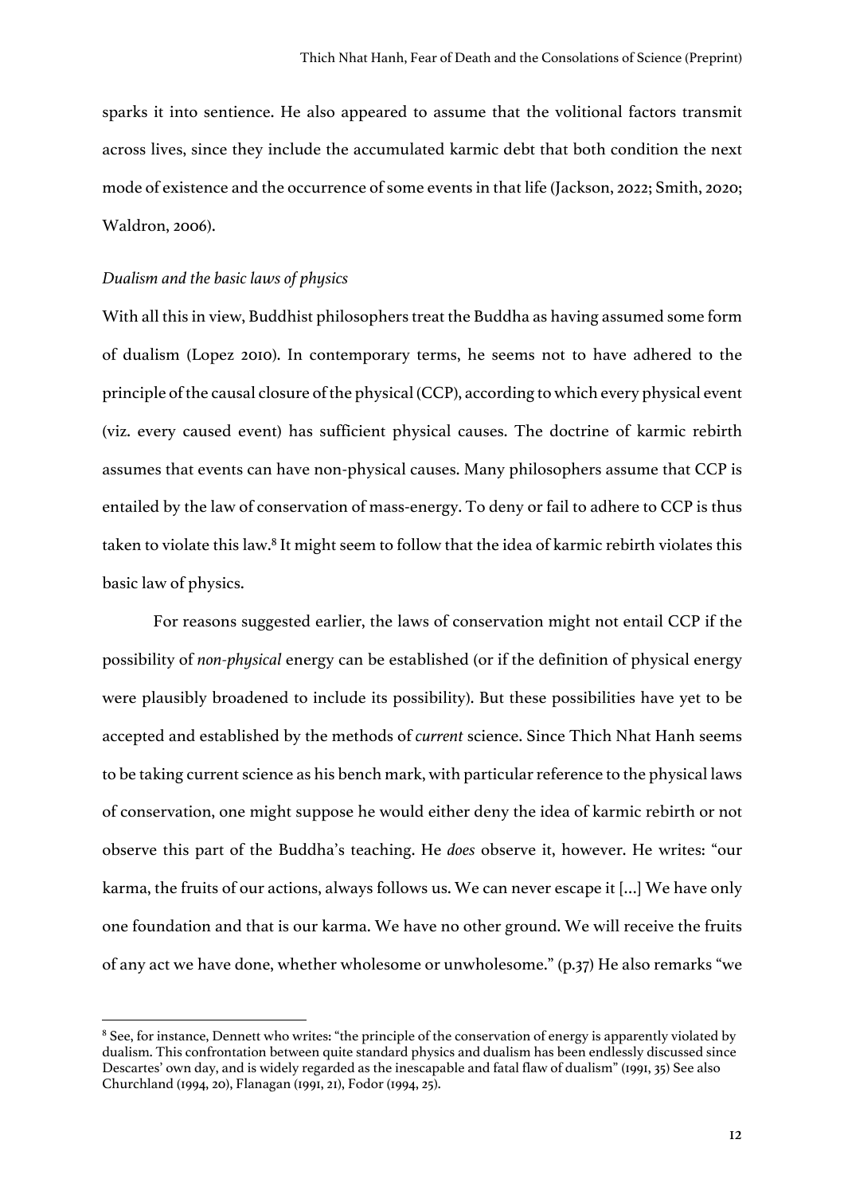sparks it into sentience. He also appeared to assume that the volitional factors transmit across lives, since they include the accumulated karmic debt that both condition the next mode of existence and the occurrence of some events in that life (Jackson, 2022; Smith, 2020; Waldron, 2006).

### *Dualism and the basic laws of physics*

With all this in view, Buddhist philosophers treat the Buddha as having assumed some form of dualism (Lopez 2010). In contemporary terms, he seems not to have adhered to the principle of the causal closure of the physical (CCP), according to which every physical event (viz. every caused event) has sufficient physical causes. The doctrine of karmic rebirth assumes that events can have non-physical causes. Many philosophers assume that CCP is entailed by the law of conservation of mass-energy. To deny or fail to adhere to CCP is thus taken to violate this law.[8] It might seem to follow that the idea of karmic rebirth violates this basic law of physics.

For reasons suggested earlier, the laws of conservation might not entail CCP if the possibility of *non-physical* energy can be established (or if the definition of physical energy were plausibly broadened to include its possibility). But these possibilities have yet to be accepted and established by the methods of *current* science. Since Thich Nhat Hanh seems to be taking current science as his bench mark, with particular reference to the physical laws of conservation, one might suppose he would either deny the idea of karmic rebirth or not observe this part of the Buddha's teaching. He *does* observe it, however. He writes: "our karma, the fruits of our actions, always follows us. We can never escape it [...] We have only one foundation and that is our karma. We have no other ground. We will receive the fruits of any act we have done, whether wholesome or unwholesome." (p.37) He also remarks "we

[8] See, for instance, Dennett who writes: "the principle of the conservation of energy is apparently violated by dualism. This confrontation between quite standard physics and dualism has been endlessly discussed since Descartes' own day, and is widely regarded as the inescapable and fatal flaw of dualism" (1991, 35) See also Churchland (1994, 20), Flanagan (1991, 21), Fodor (1994, 25).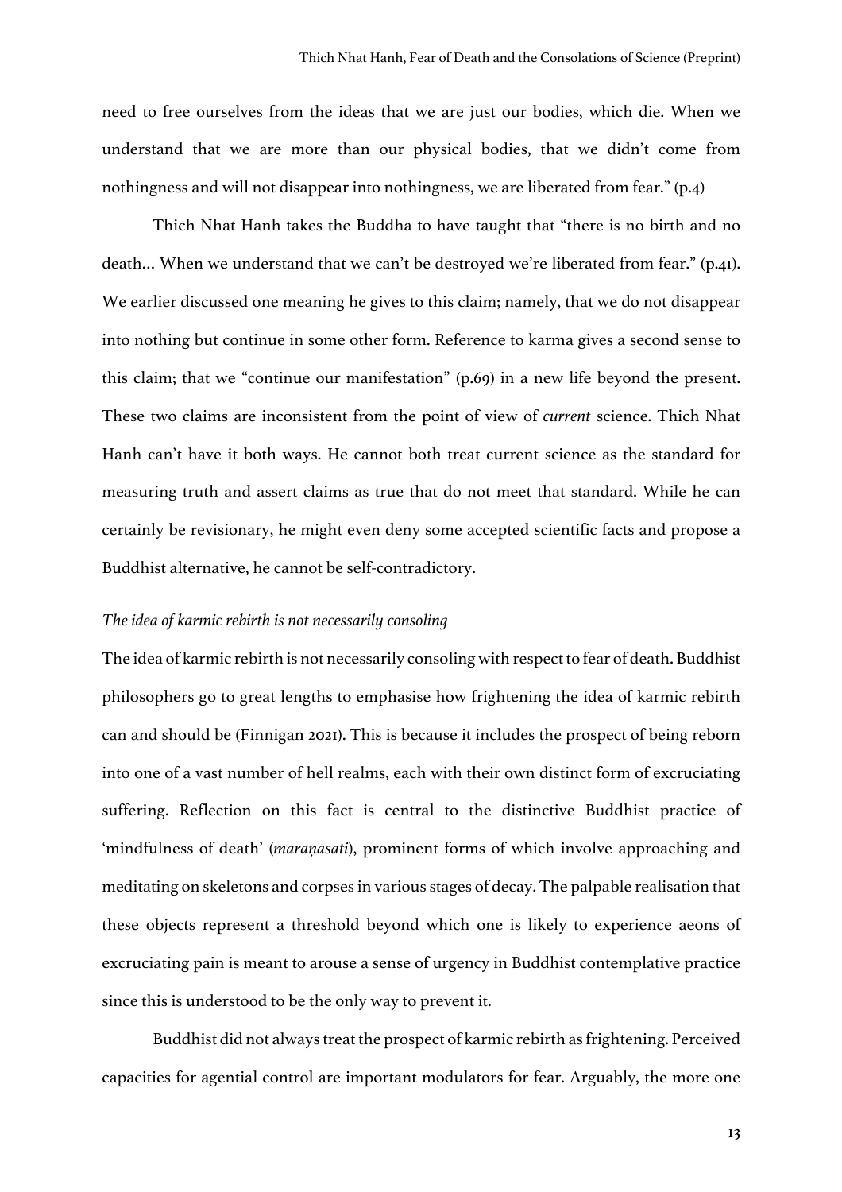need to free ourselves from the ideas that we are just our bodies, which die. When we understand that we are more than our physical bodies, that we didn't come from nothingness and will not disappear into nothingness, we are liberated from fear." (p.4)

Thich Nhat Hanh takes the Buddha to have taught that "there is no birth and no death… When we understand that we can't be destroyed we're liberated from fear." (p.41). We earlier discussed one meaning he gives to this claim; namely, that we do not disappear into nothing but continue in some other form. Reference to karma gives a second sense to this claim; that we "continue our manifestation" (p.69) in a new life beyond the present. These two claims are inconsistent from the point of view of *current* science. Thich Nhat Hanh can't have it both ways. He cannot both treat current science as the standard for measuring truth and assert claims as true that do not meet that standard. While he can certainly be revisionary, he might even deny some accepted scientific facts and propose a Buddhist alternative, he cannot be self-contradictory.

*The idea of karmic rebirth is not necessarily consoling*

The idea of karmic rebirth is not necessarily consoling with respect to fear of death. Buddhist philosophers go to great lengths to emphasise how frightening the idea of karmic rebirth can and should be (Finnigan 2021). This is because it includes the prospect of being reborn into one of a vast number of hell realms, each with their own distinct form of excruciating suffering. Reflection on this fact is central to the distinctive Buddhist practice of 'mindfulness of death' (*maraṇasati*), prominent forms of which involve approaching and meditating on skeletons and corpses in various stages of decay. The palpable realisation that these objects represent a threshold beyond which one is likely to experience aeons of excruciating pain is meant to arouse a sense of urgency in Buddhist contemplative practice since this is understood to be the only way to prevent it.

Buddhist did not always treat the prospect of karmic rebirth as frightening. Perceived capacities for agential control are important modulators for fear. Arguably, the more one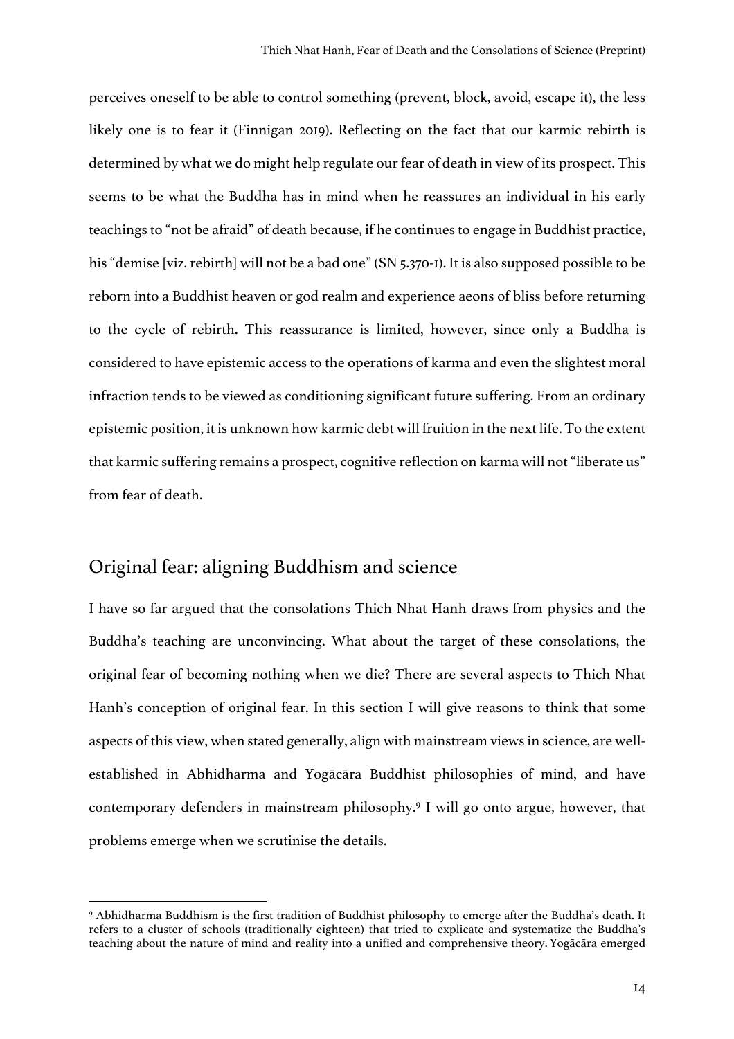perceives oneself to be able to control something (prevent, block, avoid, escape it), the less likely one is to fear it (Finnigan 2019). Reflecting on the fact that our karmic rebirth is determined by what we do might help regulate our fear of death in view of its prospect. This seems to be what the Buddha has in mind when he reassures an individual in his early teachings to "not be afraid" of death because, if he continues to engage in Buddhist practice, his "demise [viz. rebirth] will not be a bad one" (SN 5.370-1). It is also supposed possible to be reborn into a Buddhist heaven or god realm and experience aeons of bliss before returning to the cycle of rebirth. This reassurance is limited, however, since only a Buddha is considered to have epistemic access to the operations of karma and even the slightest moral infraction tends to be viewed as conditioning significant future suffering. From an ordinary epistemic position, it is unknown how karmic debt will fruition in the next life. To the extent that karmic suffering remains a prospect, cognitive reflection on karma will not "liberate us" from fear of death.

## Original fear: aligning Buddhism and science

I have so far argued that the consolations Thich Nhat Hanh draws from physics and the Buddha's teaching are unconvincing. What about the target of these consolations, the original fear of becoming nothing when we die? There are several aspects to Thich Nhat Hanh's conception of original fear. In this section I will give reasons to think that some aspects of this view, when stated generally, align with mainstream views in science, are well-established in Abhidharma and Yogācāra Buddhist philosophies of mind, and have contemporary defenders in mainstream philosophy.[9] I will go onto argue, however, that problems emerge when we scrutinise the details.

---

[9] Abhidharma Buddhism is the first tradition of Buddhist philosophy to emerge after the Buddha's death. It refers to a cluster of schools (traditionally eighteen) that tried to explicate and systematize the Buddha's teaching about the nature of mind and reality into a unified and comprehensive theory. Yogācāra emerged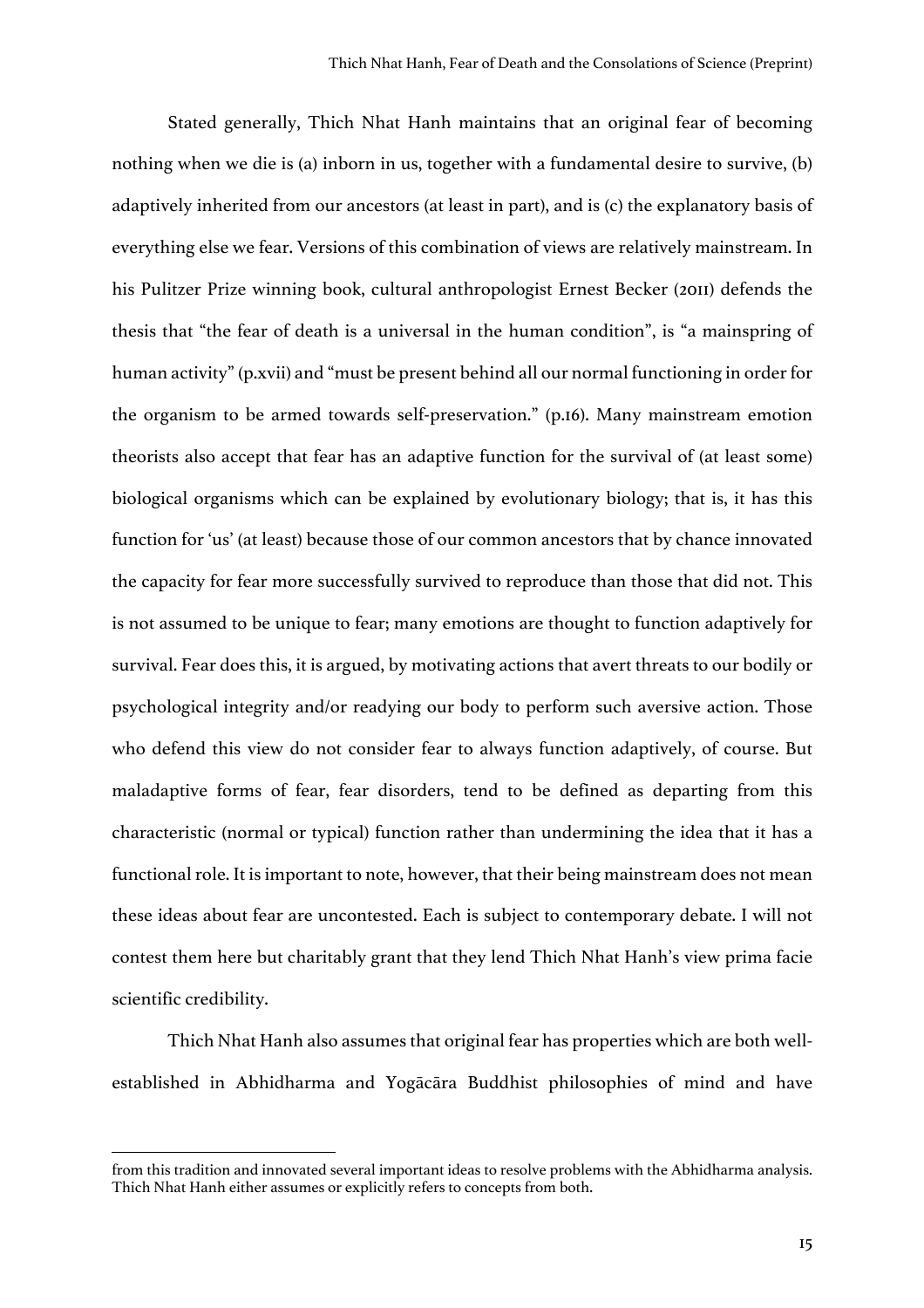Stated generally, Thich Nhat Hanh maintains that an original fear of becoming nothing when we die is (a) inborn in us, together with a fundamental desire to survive, (b) adaptively inherited from our ancestors (at least in part), and is (c) the explanatory basis of everything else we fear. Versions of this combination of views are relatively mainstream. In his Pulitzer Prize winning book, cultural anthropologist Ernest Becker (2011) defends the thesis that "the fear of death is a universal in the human condition", is "a mainspring of human activity" (p.xvii) and "must be present behind all our normal functioning in order for the organism to be armed towards self-preservation." (p.16). Many mainstream emotion theorists also accept that fear has an adaptive function for the survival of (at least some) biological organisms which can be explained by evolutionary biology; that is, it has this function for 'us' (at least) because those of our common ancestors that by chance innovated the capacity for fear more successfully survived to reproduce than those that did not. This is not assumed to be unique to fear; many emotions are thought to function adaptively for survival. Fear does this, it is argued, by motivating actions that avert threats to our bodily or psychological integrity and/or readying our body to perform such aversive action. Those who defend this view do not consider fear to always function adaptively, of course. But maladaptive forms of fear, fear disorders, tend to be defined as departing from this characteristic (normal or typical) function rather than undermining the idea that it has a functional role. It is important to note, however, that their being mainstream does not mean these ideas about fear are uncontested. Each is subject to contemporary debate. I will not contest them here but charitably grant that they lend Thich Nhat Hanh's view prima facie scientific credibility.

Thich Nhat Hanh also assumes that original fear has properties which are both well-established in Abhidharma and Yogācāra Buddhist philosophies of mind and have

from this tradition and innovated several important ideas to resolve problems with the Abhidharma analysis. Thich Nhat Hanh either assumes or explicitly refers to concepts from both.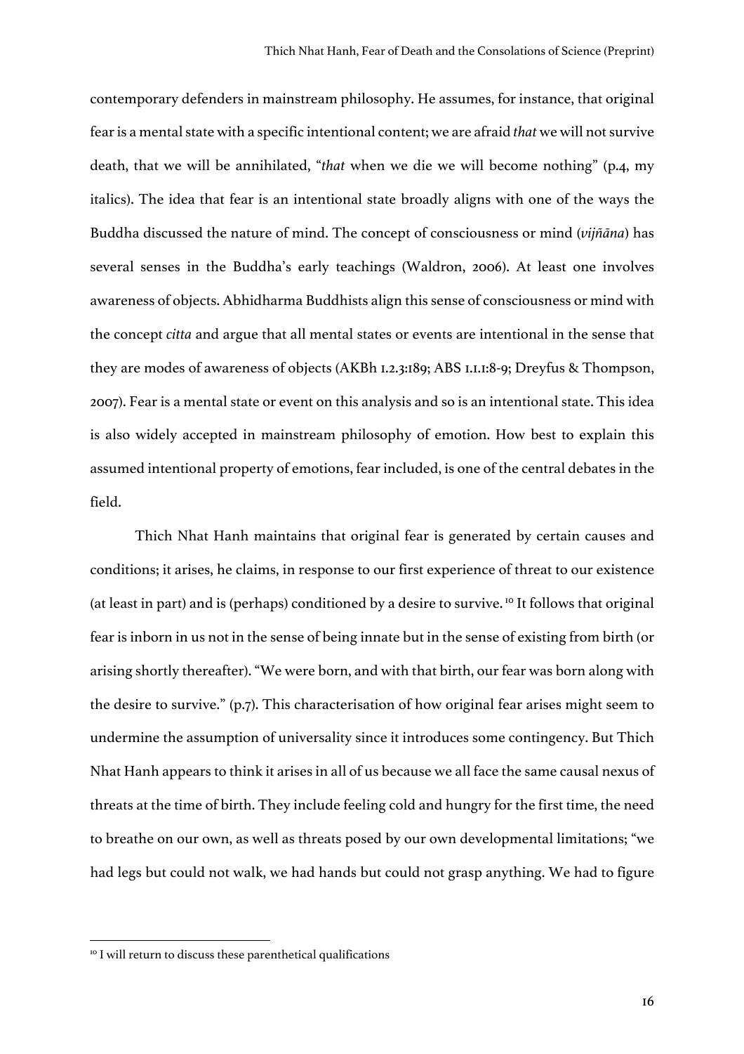contemporary defenders in mainstream philosophy. He assumes, for instance, that original fear is a mental state with a specific intentional content; we are afraid *that* we will not survive death, that we will be annihilated, "*that* when we die we will become nothing" (p.4, my italics). The idea that fear is an intentional state broadly aligns with one of the ways the Buddha discussed the nature of mind. The concept of consciousness or mind (*vijñāna*) has several senses in the Buddha's early teachings (Waldron, 2006). At least one involves awareness of objects. Abhidharma Buddhists align this sense of consciousness or mind with the concept *citta* and argue that all mental states or events are intentional in the sense that they are modes of awareness of objects (AKBh 1.2.3:189; ABS 1.1.1:8-9; Dreyfus & Thompson, 2007). Fear is a mental state or event on this analysis and so is an intentional state. This idea is also widely accepted in mainstream philosophy of emotion. How best to explain this assumed intentional property of emotions, fear included, is one of the central debates in the field.

Thich Nhat Hanh maintains that original fear is generated by certain causes and conditions; it arises, he claims, in response to our first experience of threat to our existence (at least in part) and is (perhaps) conditioned by a desire to survive.[10] It follows that original fear is inborn in us not in the sense of being innate but in the sense of existing from birth (or arising shortly thereafter). "We were born, and with that birth, our fear was born along with the desire to survive." (p.7). This characterisation of how original fear arises might seem to undermine the assumption of universality since it introduces some contingency. But Thich Nhat Hanh appears to think it arises in all of us because we all face the same causal nexus of threats at the time of birth. They include feeling cold and hungry for the first time, the need to breathe on our own, as well as threats posed by our own developmental limitations; "we had legs but could not walk, we had hands but could not grasp anything. We had to figure

[10] I will return to discuss these parenthetical qualifications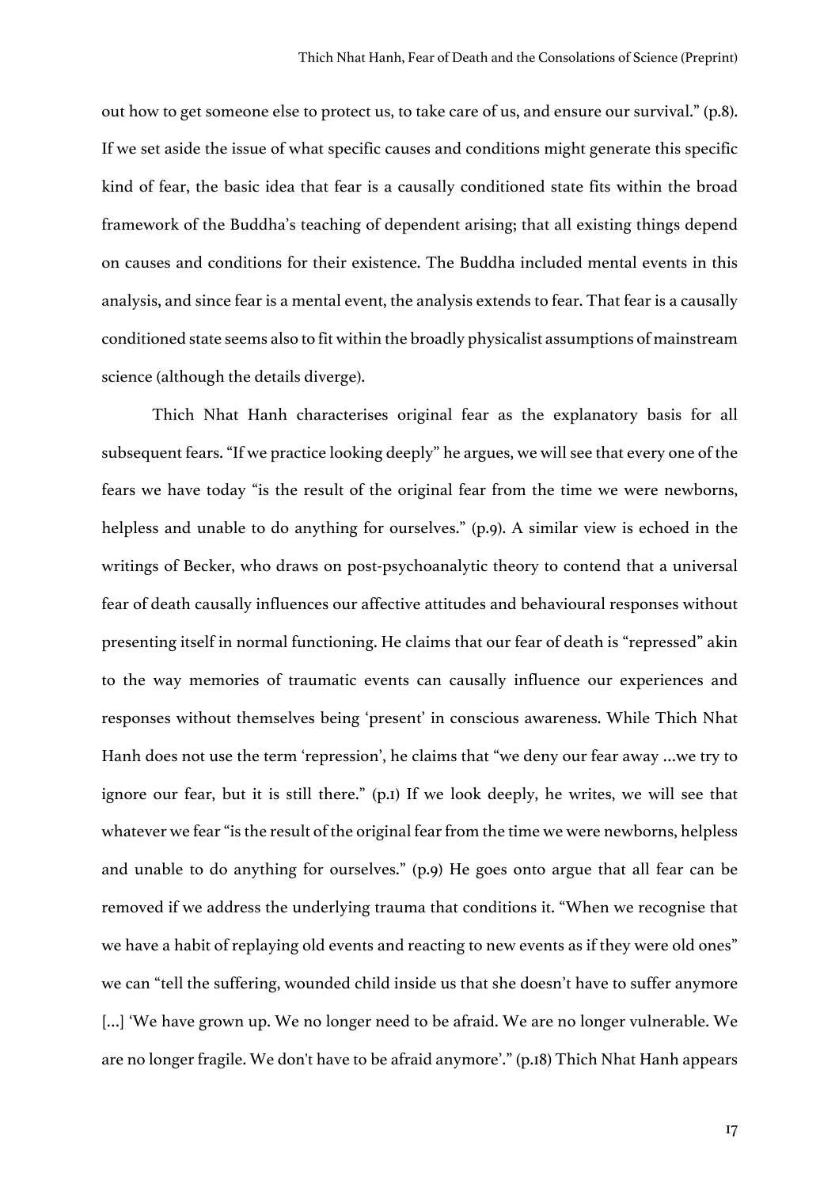out how to get someone else to protect us, to take care of us, and ensure our survival." (p.8). If we set aside the issue of what specific causes and conditions might generate this specific kind of fear, the basic idea that fear is a causally conditioned state fits within the broad framework of the Buddha's teaching of dependent arising; that all existing things depend on causes and conditions for their existence. The Buddha included mental events in this analysis, and since fear is a mental event, the analysis extends to fear. That fear is a causally conditioned state seems also to fit within the broadly physicalist assumptions of mainstream science (although the details diverge).

Thich Nhat Hanh characterises original fear as the explanatory basis for all subsequent fears. "If we practice looking deeply" he argues, we will see that every one of the fears we have today "is the result of the original fear from the time we were newborns, helpless and unable to do anything for ourselves." (p.9). A similar view is echoed in the writings of Becker, who draws on post-psychoanalytic theory to contend that a universal fear of death causally influences our affective attitudes and behavioural responses without presenting itself in normal functioning. He claims that our fear of death is "repressed" akin to the way memories of traumatic events can causally influence our experiences and responses without themselves being 'present' in conscious awareness. While Thich Nhat Hanh does not use the term 'repression', he claims that "we deny our fear away ...we try to ignore our fear, but it is still there." (p.1) If we look deeply, he writes, we will see that whatever we fear "is the result of the original fear from the time we were newborns, helpless and unable to do anything for ourselves." (p.9) He goes onto argue that all fear can be removed if we address the underlying trauma that conditions it. "When we recognise that we have a habit of replaying old events and reacting to new events as if they were old ones" we can "tell the suffering, wounded child inside us that she doesn't have to suffer anymore [...] 'We have grown up. We no longer need to be afraid. We are no longer vulnerable. We are no longer fragile. We don't have to be afraid anymore'." (p.18) Thich Nhat Hanh appears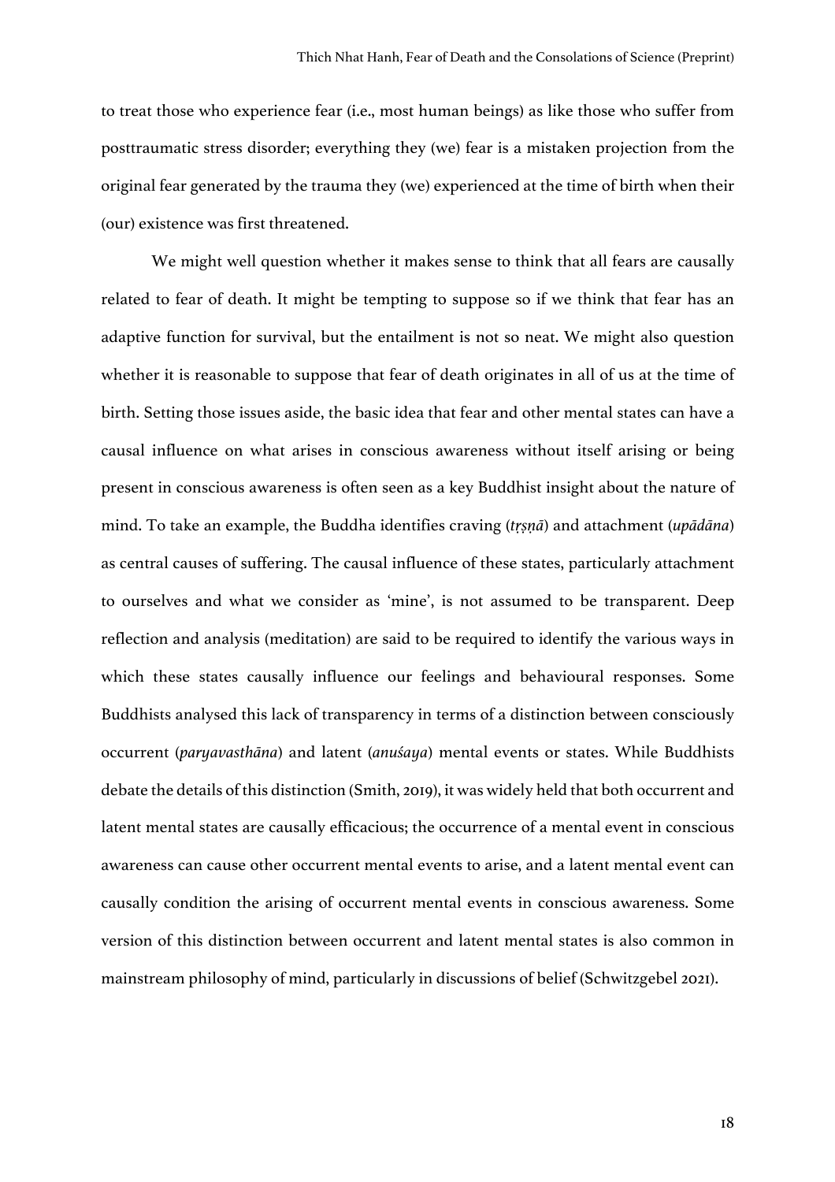to treat those who experience fear (i.e., most human beings) as like those who suffer from posttraumatic stress disorder; everything they (we) fear is a mistaken projection from the original fear generated by the trauma they (we) experienced at the time of birth when their (our) existence was first threatened.

We might well question whether it makes sense to think that all fears are causally related to fear of death. It might be tempting to suppose so if we think that fear has an adaptive function for survival, but the entailment is not so neat. We might also question whether it is reasonable to suppose that fear of death originates in all of us at the time of birth. Setting those issues aside, the basic idea that fear and other mental states can have a causal influence on what arises in conscious awareness without itself arising or being present in conscious awareness is often seen as a key Buddhist insight about the nature of mind. To take an example, the Buddha identifies craving (*tṛṣṇā*) and attachment (*upādāna*) as central causes of suffering. The causal influence of these states, particularly attachment to ourselves and what we consider as 'mine', is not assumed to be transparent. Deep reflection and analysis (meditation) are said to be required to identify the various ways in which these states causally influence our feelings and behavioural responses. Some Buddhists analysed this lack of transparency in terms of a distinction between consciously occurrent (*paryavasthāna*) and latent (*anuśaya*) mental events or states. While Buddhists debate the details of this distinction (Smith, 2019), it was widely held that both occurrent and latent mental states are causally efficacious; the occurrence of a mental event in conscious awareness can cause other occurrent mental events to arise, and a latent mental event can causally condition the arising of occurrent mental events in conscious awareness. Some version of this distinction between occurrent and latent mental states is also common in mainstream philosophy of mind, particularly in discussions of belief (Schwitzgebel 2021).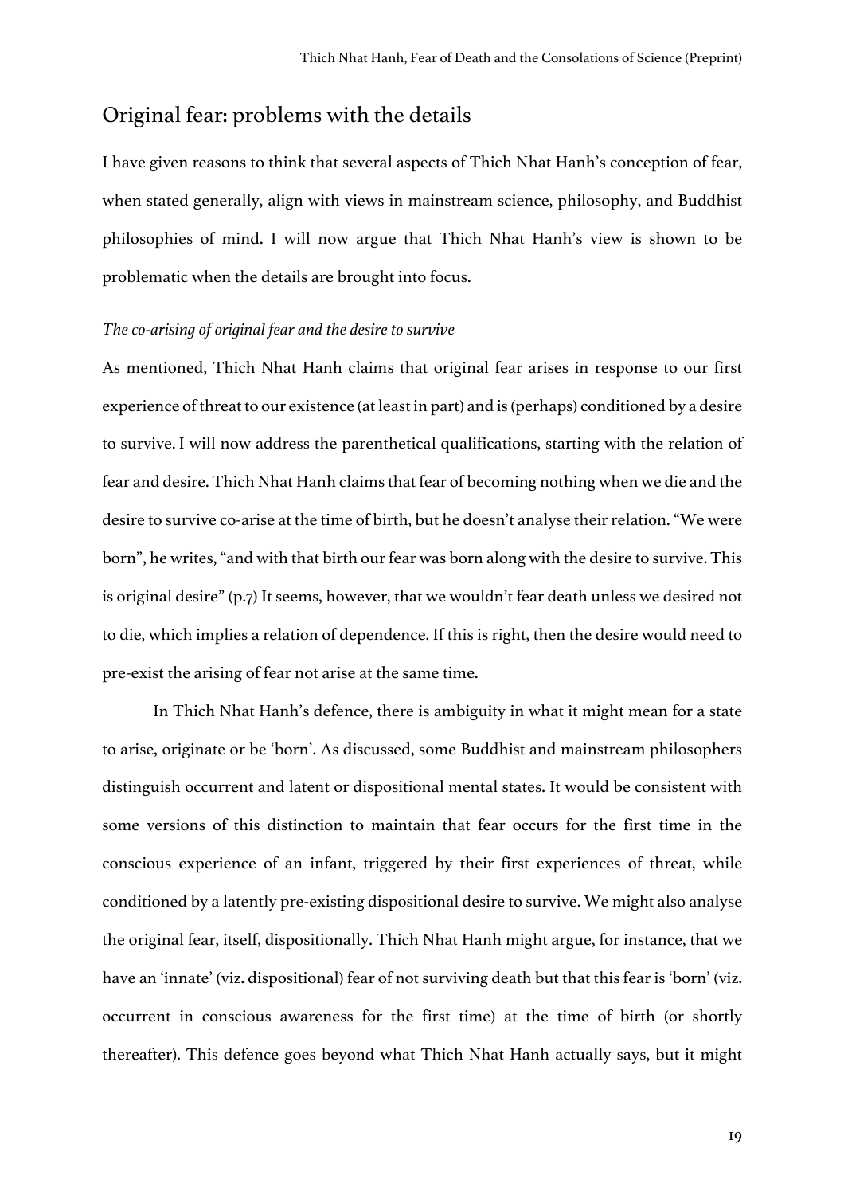## Original fear: problems with the details

I have given reasons to think that several aspects of Thich Nhat Hanh's conception of fear, when stated generally, align with views in mainstream science, philosophy, and Buddhist philosophies of mind. I will now argue that Thich Nhat Hanh's view is shown to be problematic when the details are brought into focus.

### *The co-arising of original fear and the desire to survive*

As mentioned, Thich Nhat Hanh claims that original fear arises in response to our first experience of threat to our existence (at least in part) and is (perhaps) conditioned by a desire to survive. I will now address the parenthetical qualifications, starting with the relation of fear and desire. Thich Nhat Hanh claims that fear of becoming nothing when we die and the desire to survive co-arise at the time of birth, but he doesn't analyse their relation. "We were born", he writes, "and with that birth our fear was born along with the desire to survive. This is original desire" (p.7) It seems, however, that we wouldn't fear death unless we desired not to die, which implies a relation of dependence. If this is right, then the desire would need to pre-exist the arising of fear not arise at the same time.

In Thich Nhat Hanh's defence, there is ambiguity in what it might mean for a state to arise, originate or be 'born'. As discussed, some Buddhist and mainstream philosophers distinguish occurrent and latent or dispositional mental states. It would be consistent with some versions of this distinction to maintain that fear occurs for the first time in the conscious experience of an infant, triggered by their first experiences of threat, while conditioned by a latently pre-existing dispositional desire to survive. We might also analyse the original fear, itself, dispositionally. Thich Nhat Hanh might argue, for instance, that we have an 'innate' (viz. dispositional) fear of not surviving death but that this fear is 'born' (viz. occurrent in conscious awareness for the first time) at the time of birth (or shortly thereafter). This defence goes beyond what Thich Nhat Hanh actually says, but it might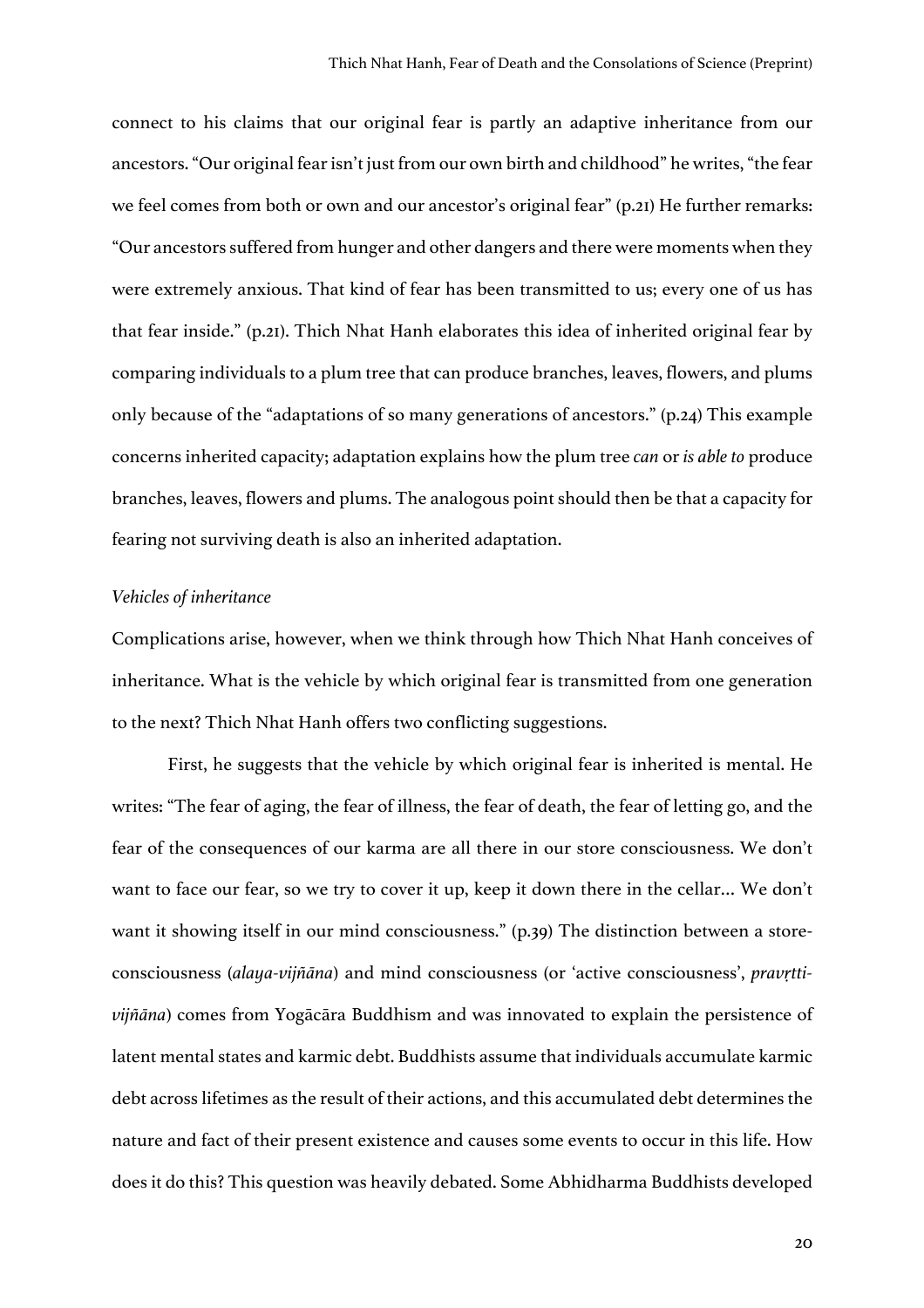connect to his claims that our original fear is partly an adaptive inheritance from our ancestors. "Our original fear isn't just from our own birth and childhood" he writes, "the fear we feel comes from both or own and our ancestor's original fear" (p.21) He further remarks: "Our ancestors suffered from hunger and other dangers and there were moments when they were extremely anxious. That kind of fear has been transmitted to us; every one of us has that fear inside." (p.21). Thich Nhat Hanh elaborates this idea of inherited original fear by comparing individuals to a plum tree that can produce branches, leaves, flowers, and plums only because of the "adaptations of so many generations of ancestors." (p.24) This example concerns inherited capacity; adaptation explains how the plum tree *can* or *is able to* produce branches, leaves, flowers and plums. The analogous point should then be that a capacity for fearing not surviving death is also an inherited adaptation.

*Vehicles of inheritance*

Complications arise, however, when we think through how Thich Nhat Hanh conceives of inheritance. What is the vehicle by which original fear is transmitted from one generation to the next? Thich Nhat Hanh offers two conflicting suggestions.

First, he suggests that the vehicle by which original fear is inherited is mental. He writes: "The fear of aging, the fear of illness, the fear of death, the fear of letting go, and the fear of the consequences of our karma are all there in our store consciousness. We don't want to face our fear, so we try to cover it up, keep it down there in the cellar… We don't want it showing itself in our mind consciousness." (p.39) The distinction between a store-consciousness (*alaya-vijñāna*) and mind consciousness (or 'active consciousness', *pravṛtti-vijñāna*) comes from Yogācāra Buddhism and was innovated to explain the persistence of latent mental states and karmic debt. Buddhists assume that individuals accumulate karmic debt across lifetimes as the result of their actions, and this accumulated debt determines the nature and fact of their present existence and causes some events to occur in this life. How does it do this? This question was heavily debated. Some Abhidharma Buddhists developed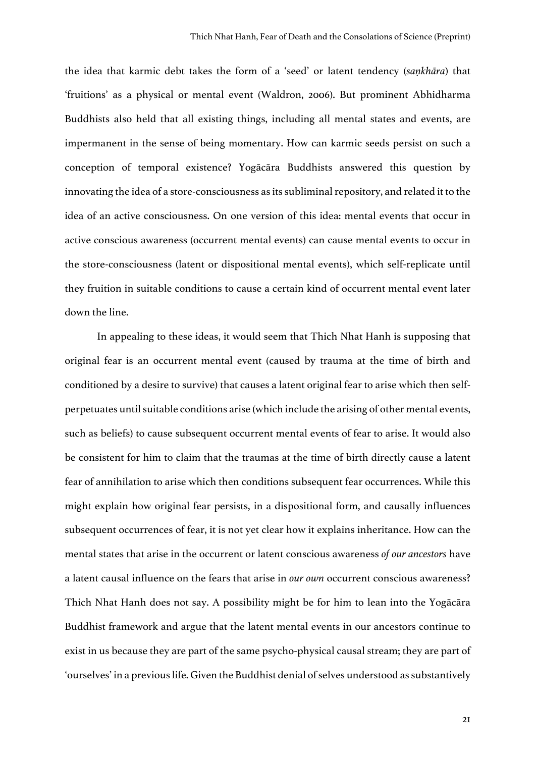the idea that karmic debt takes the form of a 'seed' or latent tendency (*saṇkhāra*) that 'fruitions' as a physical or mental event (Waldron, 2006). But prominent Abhidharma Buddhists also held that all existing things, including all mental states and events, are impermanent in the sense of being momentary. How can karmic seeds persist on such a conception of temporal existence? Yogācāra Buddhists answered this question by innovating the idea of a store-consciousness as its subliminal repository, and related it to the idea of an active consciousness. On one version of this idea: mental events that occur in active conscious awareness (occurrent mental events) can cause mental events to occur in the store-consciousness (latent or dispositional mental events), which self-replicate until they fruition in suitable conditions to cause a certain kind of occurrent mental event later down the line.

In appealing to these ideas, it would seem that Thich Nhat Hanh is supposing that original fear is an occurrent mental event (caused by trauma at the time of birth and conditioned by a desire to survive) that causes a latent original fear to arise which then self-perpetuates until suitable conditions arise (which include the arising of other mental events, such as beliefs) to cause subsequent occurrent mental events of fear to arise. It would also be consistent for him to claim that the traumas at the time of birth directly cause a latent fear of annihilation to arise which then conditions subsequent fear occurrences. While this might explain how original fear persists, in a dispositional form, and causally influences subsequent occurrences of fear, it is not yet clear how it explains inheritance. How can the mental states that arise in the occurrent or latent conscious awareness *of our ancestors* have a latent causal influence on the fears that arise in *our own* occurrent conscious awareness? Thich Nhat Hanh does not say. A possibility might be for him to lean into the Yogācāra Buddhist framework and argue that the latent mental events in our ancestors continue to exist in us because they are part of the same psycho-physical causal stream; they are part of 'ourselves' in a previous life. Given the Buddhist denial of selves understood as substantively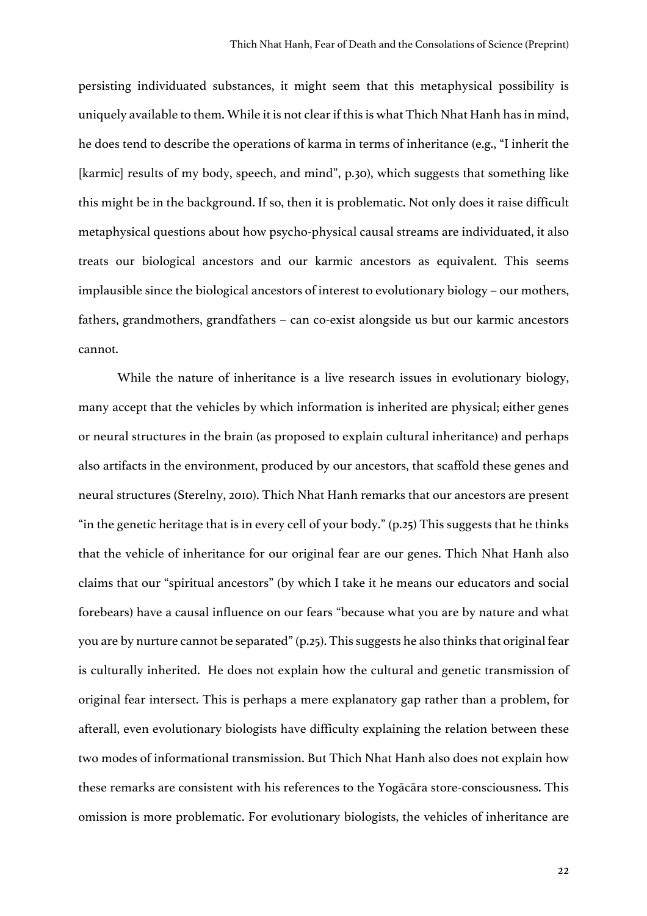persisting individuated substances, it might seem that this metaphysical possibility is uniquely available to them. While it is not clear if this is what Thich Nhat Hanh has in mind, he does tend to describe the operations of karma in terms of inheritance (e.g., "I inherit the [karmic] results of my body, speech, and mind", p.30), which suggests that something like this might be in the background. If so, then it is problematic. Not only does it raise difficult metaphysical questions about how psycho-physical causal streams are individuated, it also treats our biological ancestors and our karmic ancestors as equivalent. This seems implausible since the biological ancestors of interest to evolutionary biology – our mothers, fathers, grandmothers, grandfathers – can co-exist alongside us but our karmic ancestors cannot.

While the nature of inheritance is a live research issues in evolutionary biology, many accept that the vehicles by which information is inherited are physical; either genes or neural structures in the brain (as proposed to explain cultural inheritance) and perhaps also artifacts in the environment, produced by our ancestors, that scaffold these genes and neural structures (Sterelny, 2010). Thich Nhat Hanh remarks that our ancestors are present "in the genetic heritage that is in every cell of your body." (p.25) This suggests that he thinks that the vehicle of inheritance for our original fear are our genes. Thich Nhat Hanh also claims that our "spiritual ancestors" (by which I take it he means our educators and social forebears) have a causal influence on our fears "because what you are by nature and what you are by nurture cannot be separated" (p.25). This suggests he also thinks that original fear is culturally inherited. He does not explain how the cultural and genetic transmission of original fear intersect. This is perhaps a mere explanatory gap rather than a problem, for afterall, even evolutionary biologists have difficulty explaining the relation between these two modes of informational transmission. But Thich Nhat Hanh also does not explain how these remarks are consistent with his references to the Yogācāra store-consciousness. This omission is more problematic. For evolutionary biologists, the vehicles of inheritance are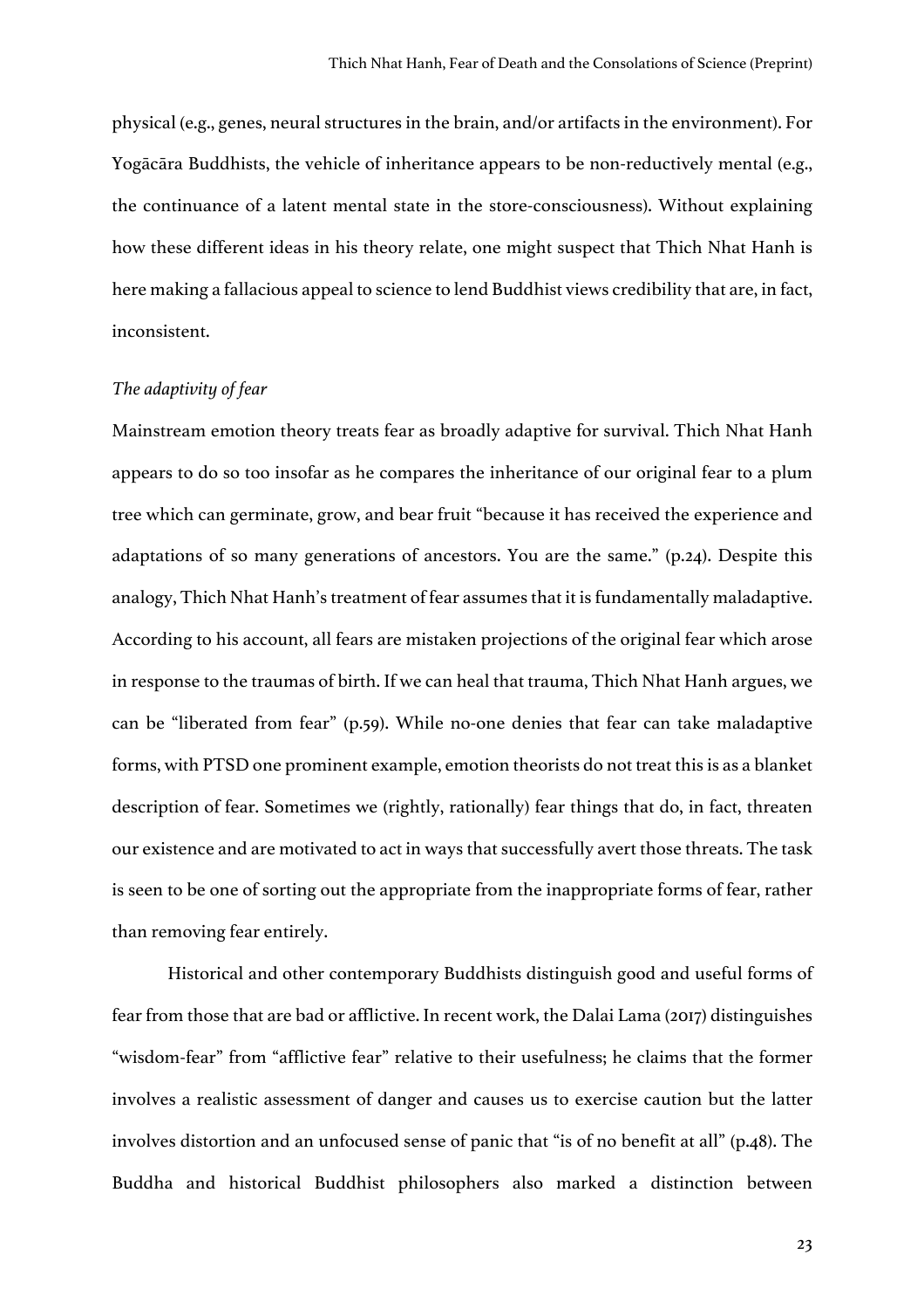physical (e.g., genes, neural structures in the brain, and/or artifacts in the environment). For Yogācāra Buddhists, the vehicle of inheritance appears to be non-reductively mental (e.g., the continuance of a latent mental state in the store-consciousness). Without explaining how these different ideas in his theory relate, one might suspect that Thich Nhat Hanh is here making a fallacious appeal to science to lend Buddhist views credibility that are, in fact, inconsistent.

*The adaptivity of fear*

Mainstream emotion theory treats fear as broadly adaptive for survival. Thich Nhat Hanh appears to do so too insofar as he compares the inheritance of our original fear to a plum tree which can germinate, grow, and bear fruit "because it has received the experience and adaptations of so many generations of ancestors. You are the same." (p.24). Despite this analogy, Thich Nhat Hanh's treatment of fear assumes that it is fundamentally maladaptive. According to his account, all fears are mistaken projections of the original fear which arose in response to the traumas of birth. If we can heal that trauma, Thich Nhat Hanh argues, we can be "liberated from fear" (p.59). While no-one denies that fear can take maladaptive forms, with PTSD one prominent example, emotion theorists do not treat this is as a blanket description of fear. Sometimes we (rightly, rationally) fear things that do, in fact, threaten our existence and are motivated to act in ways that successfully avert those threats. The task is seen to be one of sorting out the appropriate from the inappropriate forms of fear, rather than removing fear entirely.

Historical and other contemporary Buddhists distinguish good and useful forms of fear from those that are bad or afflictive. In recent work, the Dalai Lama (2017) distinguishes "wisdom-fear" from "afflictive fear" relative to their usefulness; he claims that the former involves a realistic assessment of danger and causes us to exercise caution but the latter involves distortion and an unfocused sense of panic that "is of no benefit at all" (p.48). The Buddha and historical Buddhist philosophers also marked a distinction between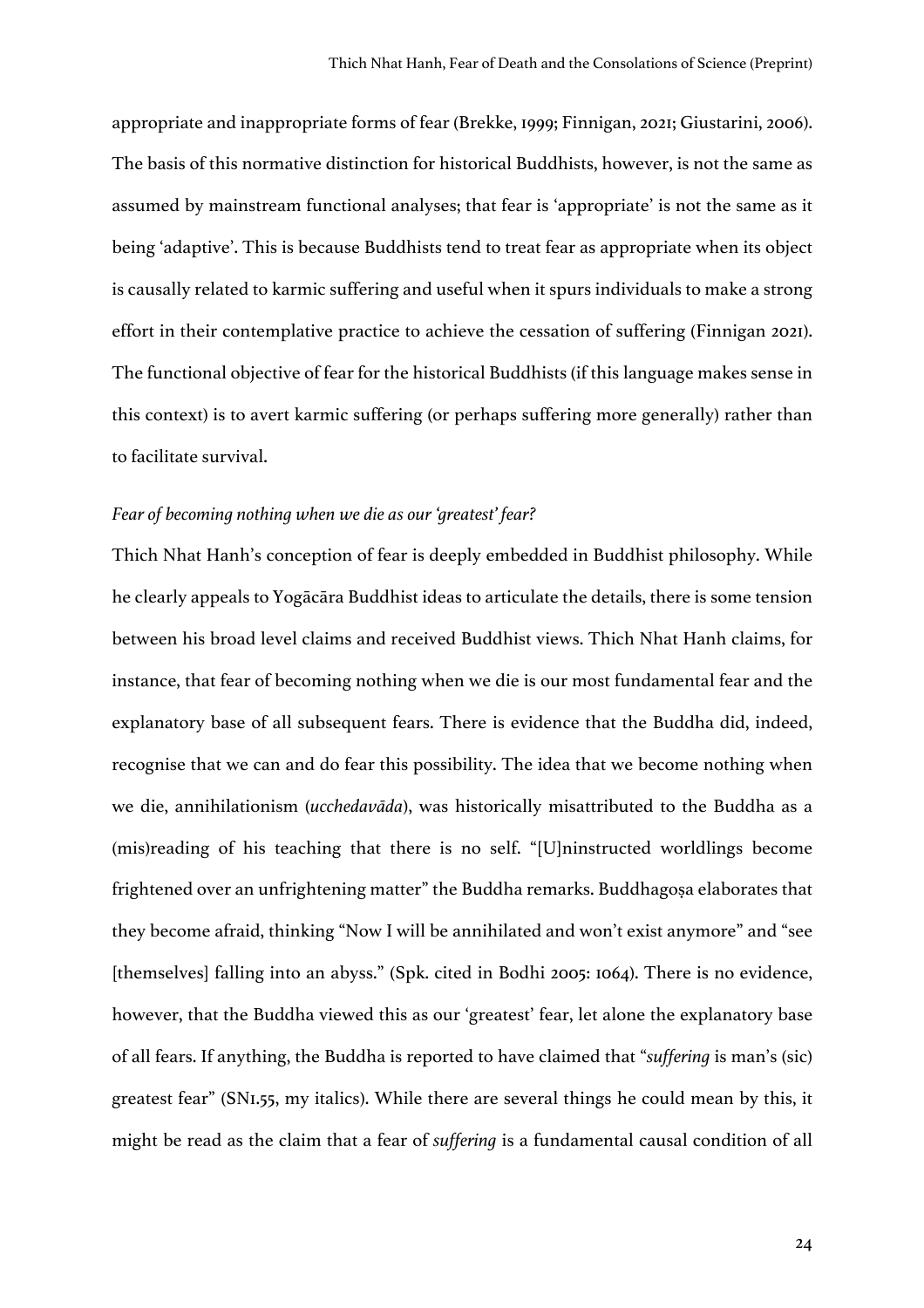appropriate and inappropriate forms of fear (Brekke, 1999; Finnigan, 2021; Giustarini, 2006). The basis of this normative distinction for historical Buddhists, however, is not the same as assumed by mainstream functional analyses; that fear is 'appropriate' is not the same as it being 'adaptive'. This is because Buddhists tend to treat fear as appropriate when its object is causally related to karmic suffering and useful when it spurs individuals to make a strong effort in their contemplative practice to achieve the cessation of suffering (Finnigan 2021). The functional objective of fear for the historical Buddhists (if this language makes sense in this context) is to avert karmic suffering (or perhaps suffering more generally) rather than to facilitate survival.

*Fear of becoming nothing when we die as our 'greatest' fear?*

Thich Nhat Hanh's conception of fear is deeply embedded in Buddhist philosophy. While he clearly appeals to Yogācāra Buddhist ideas to articulate the details, there is some tension between his broad level claims and received Buddhist views. Thich Nhat Hanh claims, for instance, that fear of becoming nothing when we die is our most fundamental fear and the explanatory base of all subsequent fears. There is evidence that the Buddha did, indeed, recognise that we can and do fear this possibility. The idea that we become nothing when we die, annihilationism (*ucchedavāda*), was historically misattributed to the Buddha as a (mis)reading of his teaching that there is no self. "[U]ninstructed worldlings become frightened over an unfrightening matter" the Buddha remarks. Buddhagoṣa elaborates that they become afraid, thinking "Now I will be annihilated and won't exist anymore" and "see [themselves] falling into an abyss." (Spk. cited in Bodhi 2005: 1064). There is no evidence, however, that the Buddha viewed this as our 'greatest' fear, let alone the explanatory base of all fears. If anything, the Buddha is reported to have claimed that "*suffering* is man's (sic) greatest fear" (SN1.55, my italics). While there are several things he could mean by this, it might be read as the claim that a fear of *suffering* is a fundamental causal condition of all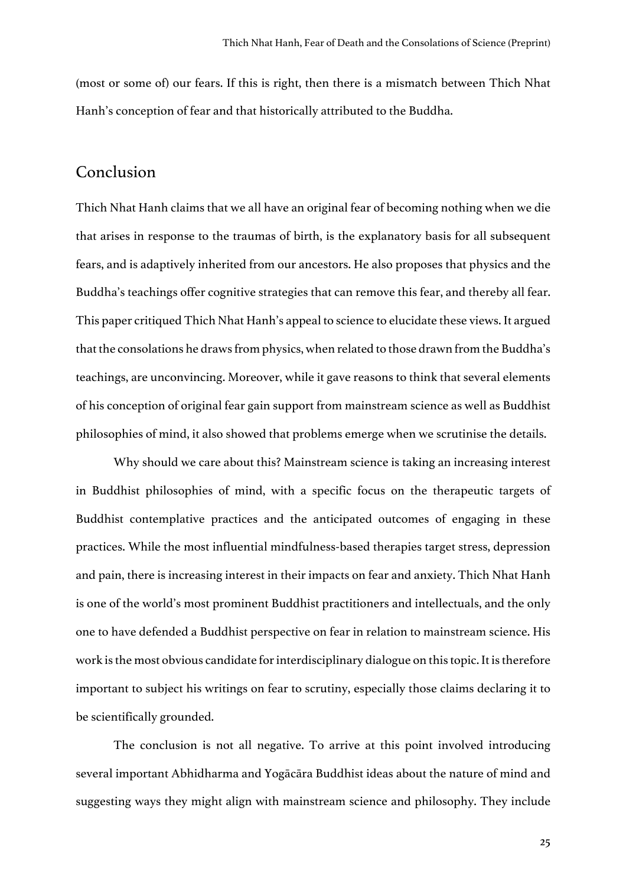(most or some of) our fears. If this is right, then there is a mismatch between Thich Nhat Hanh's conception of fear and that historically attributed to the Buddha.

## Conclusion

Thich Nhat Hanh claims that we all have an original fear of becoming nothing when we die that arises in response to the traumas of birth, is the explanatory basis for all subsequent fears, and is adaptively inherited from our ancestors. He also proposes that physics and the Buddha's teachings offer cognitive strategies that can remove this fear, and thereby all fear. This paper critiqued Thich Nhat Hanh's appeal to science to elucidate these views. It argued that the consolations he draws from physics, when related to those drawn from the Buddha's teachings, are unconvincing. Moreover, while it gave reasons to think that several elements of his conception of original fear gain support from mainstream science as well as Buddhist philosophies of mind, it also showed that problems emerge when we scrutinise the details.

Why should we care about this? Mainstream science is taking an increasing interest in Buddhist philosophies of mind, with a specific focus on the therapeutic targets of Buddhist contemplative practices and the anticipated outcomes of engaging in these practices. While the most influential mindfulness-based therapies target stress, depression and pain, there is increasing interest in their impacts on fear and anxiety. Thich Nhat Hanh is one of the world's most prominent Buddhist practitioners and intellectuals, and the only one to have defended a Buddhist perspective on fear in relation to mainstream science. His work is the most obvious candidate for interdisciplinary dialogue on this topic. It is therefore important to subject his writings on fear to scrutiny, especially those claims declaring it to be scientifically grounded.

The conclusion is not all negative. To arrive at this point involved introducing several important Abhidharma and Yogācāra Buddhist ideas about the nature of mind and suggesting ways they might align with mainstream science and philosophy. They include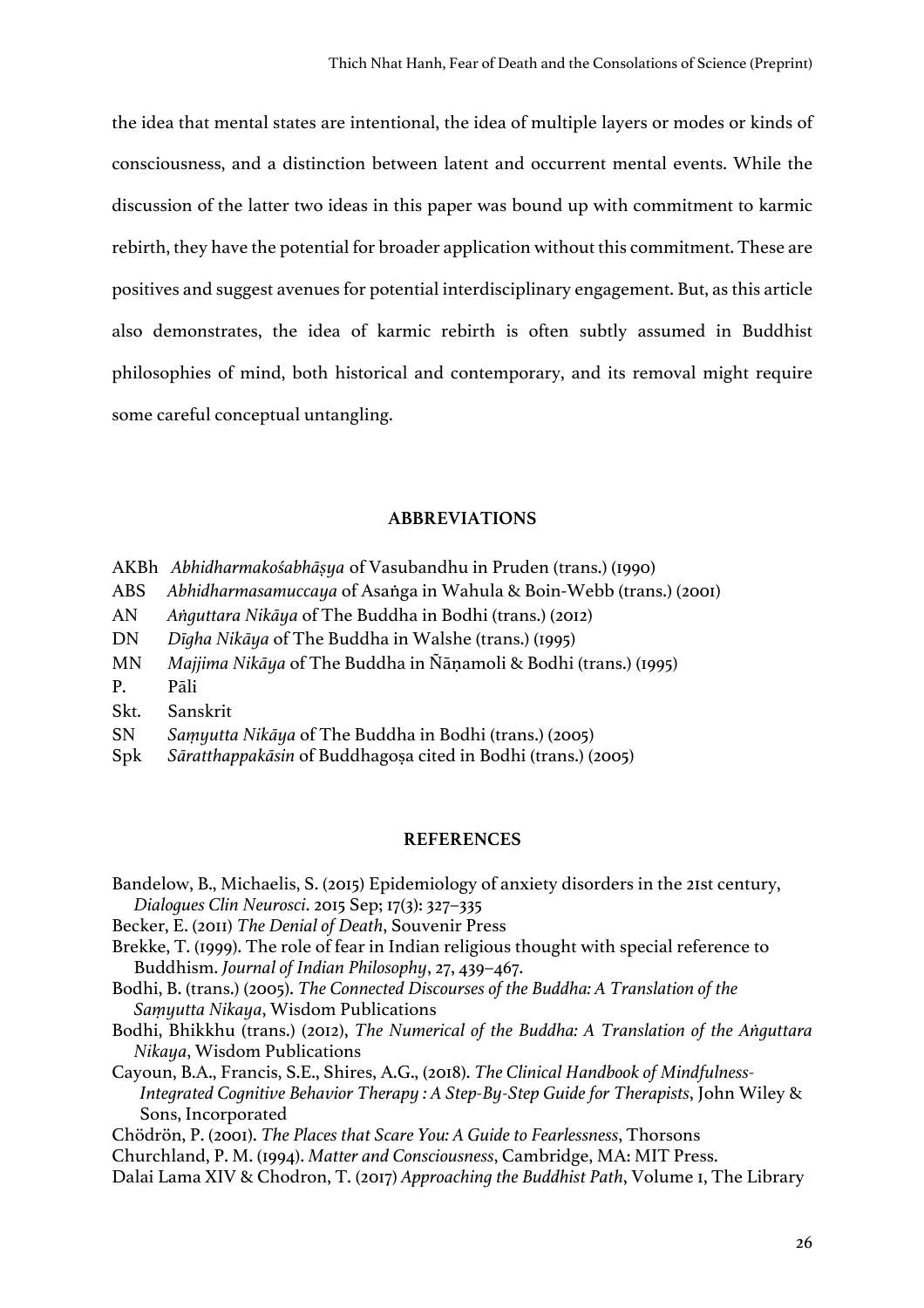the idea that mental states are intentional, the idea of multiple layers or modes or kinds of consciousness, and a distinction between latent and occurrent mental events. While the discussion of the latter two ideas in this paper was bound up with commitment to karmic rebirth, they have the potential for broader application without this commitment. These are positives and suggest avenues for potential interdisciplinary engagement. But, as this article also demonstrates, the idea of karmic rebirth is often subtly assumed in Buddhist philosophies of mind, both historical and contemporary, and its removal might require some careful conceptual untangling.

## ABBREVIATIONS

AKBh *Abhidharmakośabhāṣya* of Vasubandhu in Pruden (trans.) (1990)
ABS *Abhidharmasamuccaya* of Asaṅga in Wahula & Boin-Webb (trans.) (2001)
AN *Aṅguttara Nikāya* of The Buddha in Bodhi (trans.) (2012)
DN *Dīgha Nikāya* of The Buddha in Walshe (trans.) (1995)
MN *Majjima Nikāya* of The Buddha in Ñāṇamoli & Bodhi (trans.) (1995)
P. Pāli
Skt. Sanskrit
SN *Saṃyutta Nikāya* of The Buddha in Bodhi (trans.) (2005)
Spk *Sāratthappakāsin* of Buddhagoṣa cited in Bodhi (trans.) (2005)

## REFERENCES

Bandelow, B., Michaelis, S. (2015) Epidemiology of anxiety disorders in the 21st century, *Dialogues Clin Neurosci*. 2015 Sep; 17(3): 327–335

Becker, E. (2011) *The Denial of Death*, Souvenir Press

Brekke, T. (1999). The role of fear in Indian religious thought with special reference to Buddhism. *Journal of Indian Philosophy*, 27, 439–467.

Bodhi, B. (trans.) (2005). *The Connected Discourses of the Buddha: A Translation of the Saṃyutta Nikaya*, Wisdom Publications

Bodhi, Bhikkhu (trans.) (2012), *The Numerical of the Buddha: A Translation of the Aṅguttara Nikaya*, Wisdom Publications

Cayoun, B.A., Francis, S.E., Shires, A.G., (2018). *The Clinical Handbook of Mindfulness-Integrated Cognitive Behavior Therapy : A Step-By-Step Guide for Therapists*, John Wiley & Sons, Incorporated

Chödrön, P. (2001). *The Places that Scare You: A Guide to Fearlessness*, Thorsons

Churchland, P. M. (1994). *Matter and Consciousness*, Cambridge, MA: MIT Press.

Dalai Lama XIV & Chodron, T. (2017) *Approaching the Buddhist Path*, Volume 1, The Library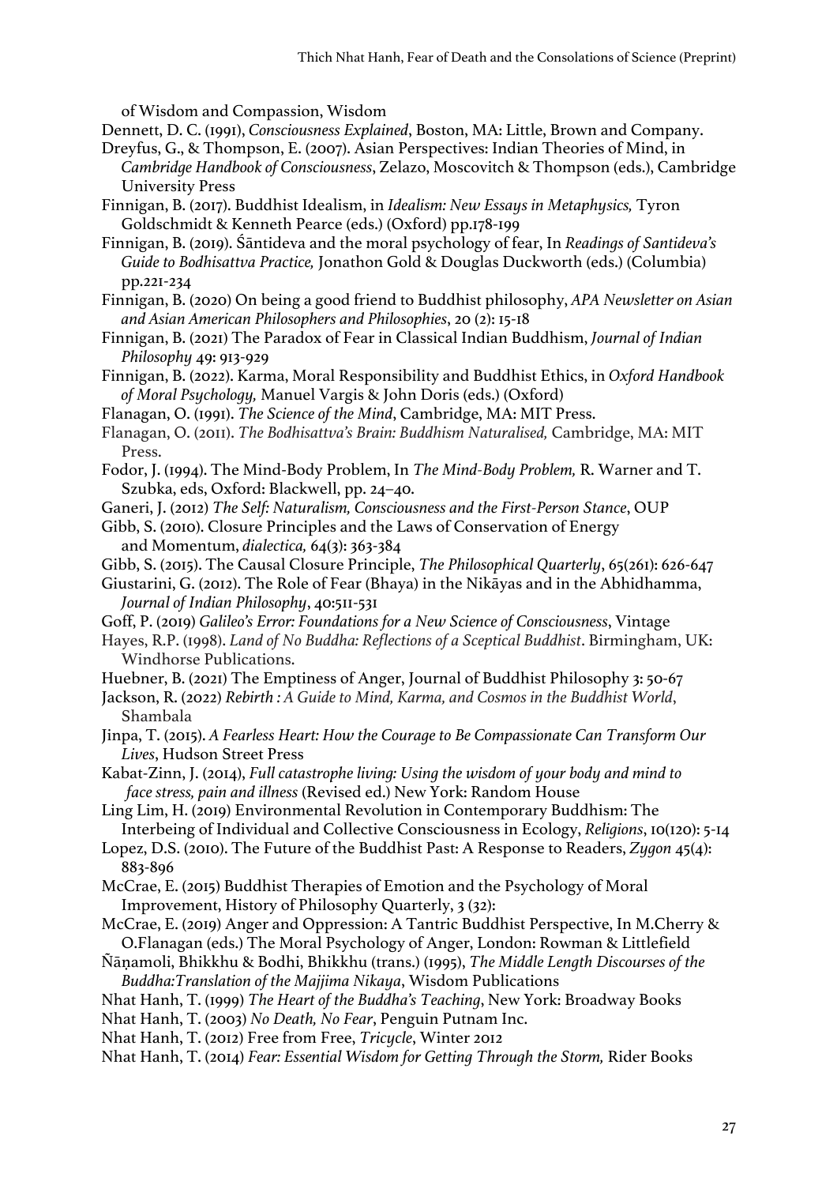of Wisdom and Compassion, Wisdom

Dennett, D. C. (1991), *Consciousness Explained*, Boston, MA: Little, Brown and Company.

Dreyfus, G., & Thompson, E. (2007). Asian Perspectives: Indian Theories of Mind, in *Cambridge Handbook of Consciousness*, Zelazo, Moscovitch & Thompson (eds.), Cambridge University Press

Finnigan, B. (2017). Buddhist Idealism, in *Idealism: New Essays in Metaphysics,* Tyron Goldschmidt & Kenneth Pearce (eds.) (Oxford) pp.178-199

Finnigan, B. (2019). Śāntideva and the moral psychology of fear, In *Readings of Santideva's Guide to Bodhisattva Practice,* Jonathon Gold & Douglas Duckworth (eds.) (Columbia) pp.221-234

Finnigan, B. (2020) On being a good friend to Buddhist philosophy, *APA Newsletter on Asian and Asian American Philosophers and Philosophies*, 20 (2): 15-18

Finnigan, B. (2021) The Paradox of Fear in Classical Indian Buddhism, *Journal of Indian Philosophy* 49: 913-929

Finnigan, B. (2022). Karma, Moral Responsibility and Buddhist Ethics, in *Oxford Handbook of Moral Psychology,* Manuel Vargis & John Doris (eds.) (Oxford)

Flanagan, O. (1991). *The Science of the Mind*, Cambridge, MA: MIT Press.

Flanagan, O. (2011). *The Bodhisattva's Brain: Buddhism Naturalised,* Cambridge, MA: MIT Press.

Fodor, J. (1994). The Mind-Body Problem, In *The Mind-Body Problem,* R. Warner and T. Szubka, eds, Oxford: Blackwell, pp. 24–40.

Ganeri, J. (2012) *The Self: Naturalism, Consciousness and the First-Person Stance*, OUP

Gibb, S. (2010). Closure Principles and the Laws of Conservation of Energy and Momentum, *dialectica,* 64(3): 363-384

Gibb, S. (2015). The Causal Closure Principle, *The Philosophical Quarterly*, 65(261): 626-647

Giustarini, G. (2012). The Role of Fear (Bhaya) in the Nikāyas and in the Abhidhamma, *Journal of Indian Philosophy*, 40:511-531

Goff, P. (2019) *Galileo's Error: Foundations for a New Science of Consciousness*, Vintage

Hayes, R.P. (1998). *Land of No Buddha: Reflections of a Sceptical Buddhist*. Birmingham, UK: Windhorse Publications.

Huebner, B. (2021) The Emptiness of Anger, Journal of Buddhist Philosophy 3: 50-67

Jackson, R. (2022) *Rebirth : A Guide to Mind, Karma, and Cosmos in the Buddhist World*, Shambala

Jinpa, T. (2015). *A Fearless Heart: How the Courage to Be Compassionate Can Transform Our Lives*, Hudson Street Press

Kabat-Zinn, J. (2014), *Full catastrophe living: Using the wisdom of your body and mind to face stress, pain and illness* (Revised ed.) New York: Random House

Ling Lim, H. (2019) Environmental Revolution in Contemporary Buddhism: The Interbeing of Individual and Collective Consciousness in Ecology, *Religions*, 10(120): 5-14

Lopez, D.S. (2010). The Future of the Buddhist Past: A Response to Readers, *Zygon* 45(4): 883-896

McCrae, E. (2015) Buddhist Therapies of Emotion and the Psychology of Moral Improvement, History of Philosophy Quarterly, 3 (32):

McCrae, E. (2019) Anger and Oppression: A Tantric Buddhist Perspective, In M.Cherry & O.Flanagan (eds.) The Moral Psychology of Anger, London: Rowman & Littlefield

Ñāṇamoli, Bhikkhu & Bodhi, Bhikkhu (trans.) (1995), *The Middle Length Discourses of the Buddha:Translation of the Majjima Nikaya*, Wisdom Publications

Nhat Hanh, T. (1999) *The Heart of the Buddha's Teaching*, New York: Broadway Books

Nhat Hanh, T. (2003) *No Death, No Fear*, Penguin Putnam Inc.

Nhat Hanh, T. (2012) Free from Free, *Tricycle*, Winter 2012

Nhat Hanh, T. (2014) *Fear: Essential Wisdom for Getting Through the Storm,* Rider Books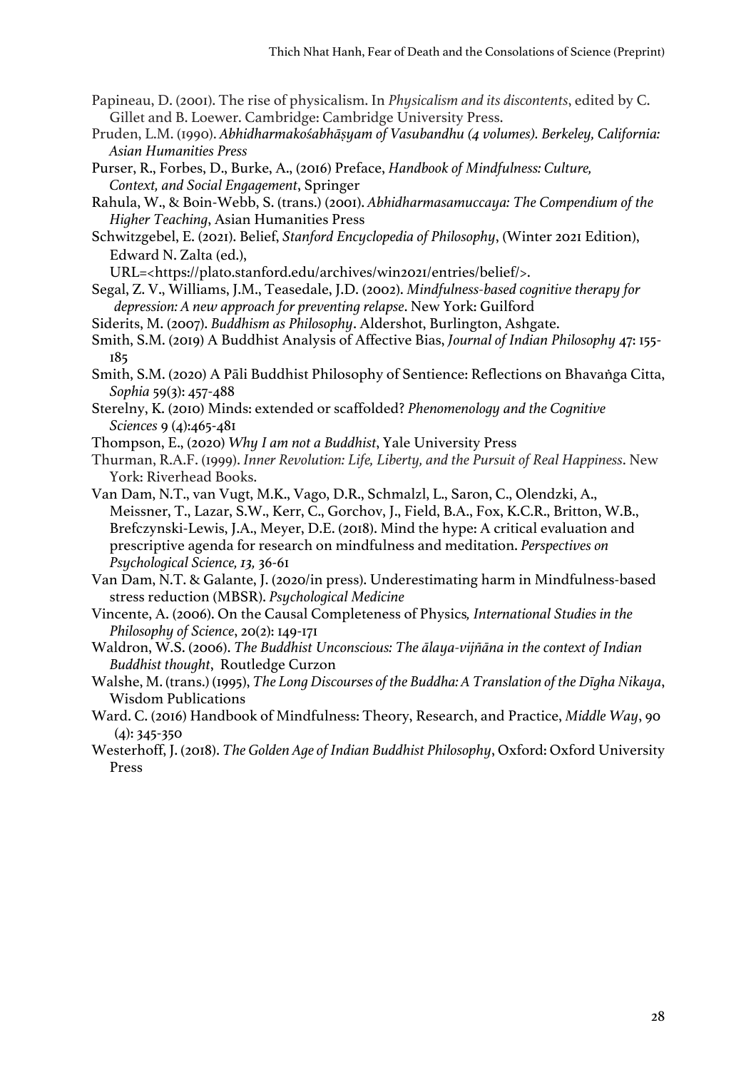Papineau, D. (2001). The rise of physicalism. In *Physicalism and its discontents*, edited by C. Gillet and B. Loewer. Cambridge: Cambridge University Press.

Pruden, L.M. (1990). *Abhidharmakośabhāṣyam of Vasubandhu (4 volumes). Berkeley, California: Asian Humanities Press*

Purser, R., Forbes, D., Burke, A., (2016) Preface, *Handbook of Mindfulness: Culture, Context, and Social Engagement*, Springer

Rahula, W., & Boin-Webb, S. (trans.) (2001). *Abhidharmasamuccaya: The Compendium of the Higher Teaching*, Asian Humanities Press

Schwitzgebel, E. (2021). Belief, *Stanford Encyclopedia of Philosophy*, (Winter 2021 Edition), Edward N. Zalta (ed.), URL=<https://plato.stanford.edu/archives/win2021/entries/belief/>.

Segal, Z. V., Williams, J.M., Teasedale, J.D. (2002). *Mindfulness-based cognitive therapy for depression: A new approach for preventing relapse*. New York: Guilford

Siderits, M. (2007). *Buddhism as Philosophy*. Aldershot, Burlington, Ashgate.

Smith, S.M. (2019) A Buddhist Analysis of Affective Bias, *Journal of Indian Philosophy* 47: 155-185

Smith, S.M. (2020) A Pāli Buddhist Philosophy of Sentience: Reflections on Bhavaṅga Citta, *Sophia* 59(3): 457-488

Sterelny, K. (2010) Minds: extended or scaffolded? *Phenomenology and the Cognitive Sciences* 9 (4):465-481

Thompson, E., (2020) *Why I am not a Buddhist*, Yale University Press

Thurman, R.A.F. (1999). *Inner Revolution: Life, Liberty, and the Pursuit of Real Happiness*. New York: Riverhead Books.

Van Dam, N.T., van Vugt, M.K., Vago, D.R., Schmalzl, L., Saron, C., Olendzki, A., Meissner, T., Lazar, S.W., Kerr, C., Gorchov, J., Field, B.A., Fox, K.C.R., Britton, W.B., Brefczynski-Lewis, J.A., Meyer, D.E. (2018). Mind the hype: A critical evaluation and prescriptive agenda for research on mindfulness and meditation. *Perspectives on Psychological Science, 13,* 36-61

Van Dam, N.T. & Galante, J. (2020/in press). Underestimating harm in Mindfulness-based stress reduction (MBSR). *Psychological Medicine*

Vincente, A. (2006). On the Causal Completeness of Physics*, International Studies in the Philosophy of Science*, 20(2): 149-171

Waldron, W.S. (2006). *The Buddhist Unconscious: The ālaya-vijñāna in the context of Indian Buddhist thought*, Routledge Curzon

Walshe, M. (trans.) (1995), *The Long Discourses of the Buddha: A Translation of the Dīgha Nikaya*, Wisdom Publications

Ward. C. (2016) Handbook of Mindfulness: Theory, Research, and Practice, *Middle Way*, 90 (4): 345-350

Westerhoff, J. (2018). *The Golden Age of Indian Buddhist Philosophy*, Oxford: Oxford University Press